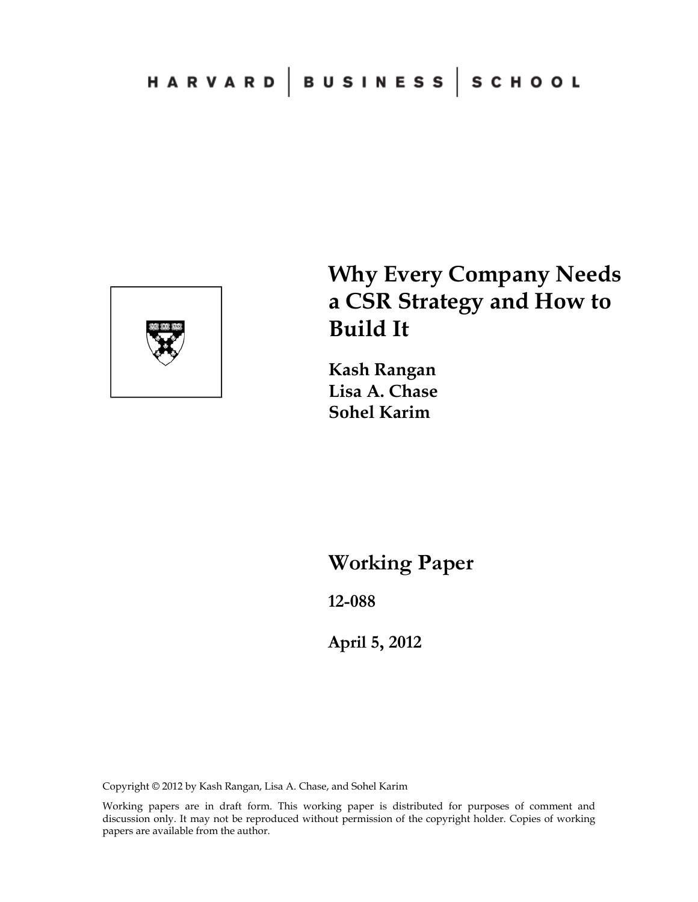HARVARD | BUSINESS | SCHOOL

# Why Every Company Needs a CSR Strategy and How to Build It

**Kash Rangan**
**Lisa A. Chase**
**Sohel Karim**

## Working Paper

**12-088**

**April 5, 2012**

Copyright © 2012 by Kash Rangan, Lisa A. Chase, and Sohel Karim

Working papers are in draft form. This working paper is distributed for purposes of comment and discussion only. It may not be reproduced without permission of the copyright holder. Copies of working papers are available from the author.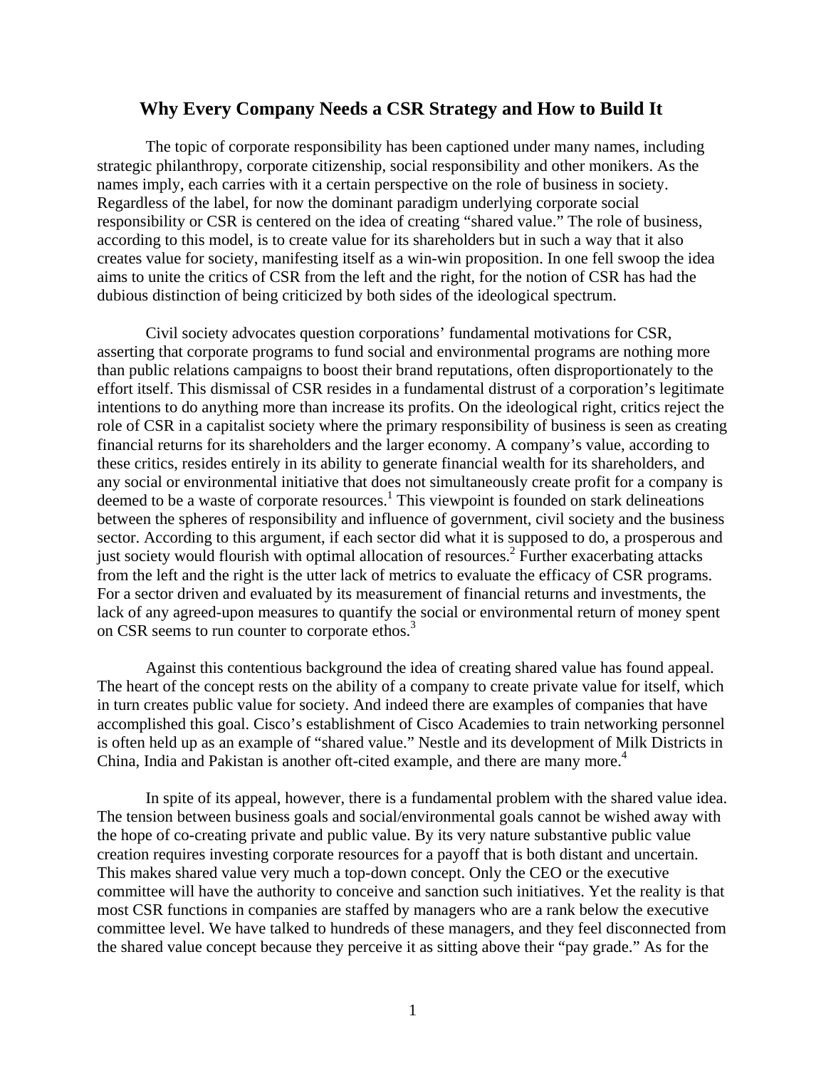# Why Every Company Needs a CSR Strategy and How to Build It

The topic of corporate responsibility has been captioned under many names, including strategic philanthropy, corporate citizenship, social responsibility and other monikers. As the names imply, each carries with it a certain perspective on the role of business in society. Regardless of the label, for now the dominant paradigm underlying corporate social responsibility or CSR is centered on the idea of creating "shared value." The role of business, according to this model, is to create value for its shareholders but in such a way that it also creates value for society, manifesting itself as a win-win proposition. In one fell swoop the idea aims to unite the critics of CSR from the left and the right, for the notion of CSR has had the dubious distinction of being criticized by both sides of the ideological spectrum.

Civil society advocates question corporations' fundamental motivations for CSR, asserting that corporate programs to fund social and environmental programs are nothing more than public relations campaigns to boost their brand reputations, often disproportionately to the effort itself. This dismissal of CSR resides in a fundamental distrust of a corporation's legitimate intentions to do anything more than increase its profits. On the ideological right, critics reject the role of CSR in a capitalist society where the primary responsibility of business is seen as creating financial returns for its shareholders and the larger economy. A company's value, according to these critics, resides entirely in its ability to generate financial wealth for its shareholders, and any social or environmental initiative that does not simultaneously create profit for a company is deemed to be a waste of corporate resources.[1] This viewpoint is founded on stark delineations between the spheres of responsibility and influence of government, civil society and the business sector. According to this argument, if each sector did what it is supposed to do, a prosperous and just society would flourish with optimal allocation of resources.[2] Further exacerbating attacks from the left and the right is the utter lack of metrics to evaluate the efficacy of CSR programs. For a sector driven and evaluated by its measurement of financial returns and investments, the lack of any agreed-upon measures to quantify the social or environmental return of money spent on CSR seems to run counter to corporate ethos.[3]

Against this contentious background the idea of creating shared value has found appeal. The heart of the concept rests on the ability of a company to create private value for itself, which in turn creates public value for society. And indeed there are examples of companies that have accomplished this goal. Cisco's establishment of Cisco Academies to train networking personnel is often held up as an example of "shared value." Nestle and its development of Milk Districts in China, India and Pakistan is another oft-cited example, and there are many more.[4]

In spite of its appeal, however, there is a fundamental problem with the shared value idea. The tension between business goals and social/environmental goals cannot be wished away with the hope of co-creating private and public value. By its very nature substantive public value creation requires investing corporate resources for a payoff that is both distant and uncertain. This makes shared value very much a top-down concept. Only the CEO or the executive committee will have the authority to conceive and sanction such initiatives. Yet the reality is that most CSR functions in companies are staffed by managers who are a rank below the executive committee level. We have talked to hundreds of these managers, and they feel disconnected from the shared value concept because they perceive it as sitting above their "pay grade." As for the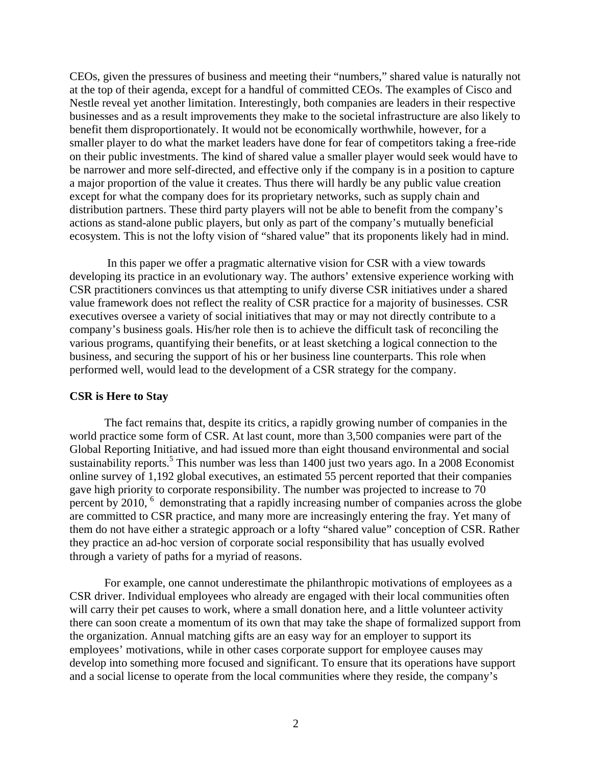CEOs, given the pressures of business and meeting their "numbers," shared value is naturally not at the top of their agenda, except for a handful of committed CEOs. The examples of Cisco and Nestle reveal yet another limitation. Interestingly, both companies are leaders in their respective businesses and as a result improvements they make to the societal infrastructure are also likely to benefit them disproportionately. It would not be economically worthwhile, however, for a smaller player to do what the market leaders have done for fear of competitors taking a free-ride on their public investments. The kind of shared value a smaller player would seek would have to be narrower and more self-directed, and effective only if the company is in a position to capture a major proportion of the value it creates. Thus there will hardly be any public value creation except for what the company does for its proprietary networks, such as supply chain and distribution partners. These third party players will not be able to benefit from the company's actions as stand-alone public players, but only as part of the company's mutually beneficial ecosystem. This is not the lofty vision of "shared value" that its proponents likely had in mind.

In this paper we offer a pragmatic alternative vision for CSR with a view towards developing its practice in an evolutionary way. The authors' extensive experience working with CSR practitioners convinces us that attempting to unify diverse CSR initiatives under a shared value framework does not reflect the reality of CSR practice for a majority of businesses. CSR executives oversee a variety of social initiatives that may or may not directly contribute to a company's business goals. His/her role then is to achieve the difficult task of reconciling the various programs, quantifying their benefits, or at least sketching a logical connection to the business, and securing the support of his or her business line counterparts. This role when performed well, would lead to the development of a CSR strategy for the company.

**CSR is Here to Stay**

The fact remains that, despite its critics, a rapidly growing number of companies in the world practice some form of CSR. At last count, more than 3,500 companies were part of the Global Reporting Initiative, and had issued more than eight thousand environmental and social sustainability reports.[5] This number was less than 1400 just two years ago. In a 2008 Economist online survey of 1,192 global executives, an estimated 55 percent reported that their companies gave high priority to corporate responsibility. The number was projected to increase to 70 percent by 2010, [6] demonstrating that a rapidly increasing number of companies across the globe are committed to CSR practice, and many more are increasingly entering the fray. Yet many of them do not have either a strategic approach or a lofty "shared value" conception of CSR. Rather they practice an ad-hoc version of corporate social responsibility that has usually evolved through a variety of paths for a myriad of reasons.

For example, one cannot underestimate the philanthropic motivations of employees as a CSR driver. Individual employees who already are engaged with their local communities often will carry their pet causes to work, where a small donation here, and a little volunteer activity there can soon create a momentum of its own that may take the shape of formalized support from the organization. Annual matching gifts are an easy way for an employer to support its employees' motivations, while in other cases corporate support for employee causes may develop into something more focused and significant. To ensure that its operations have support and a social license to operate from the local communities where they reside, the company's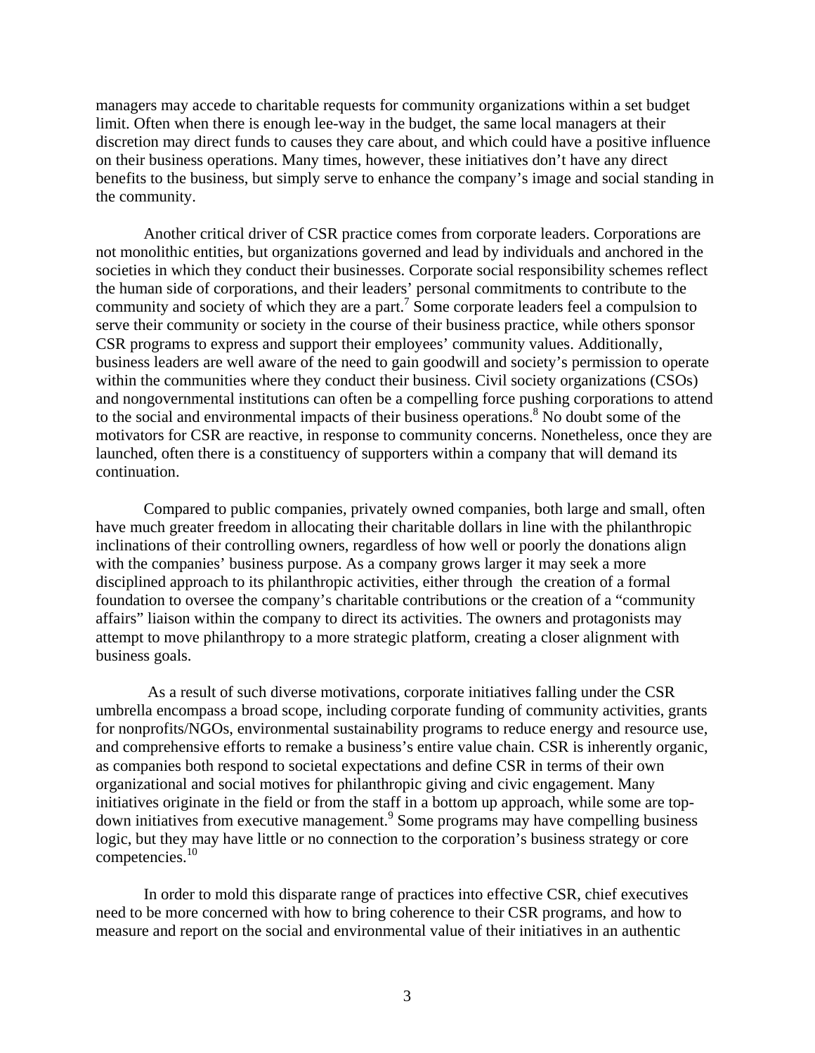managers may accede to charitable requests for community organizations within a set budget limit. Often when there is enough lee-way in the budget, the same local managers at their discretion may direct funds to causes they care about, and which could have a positive influence on their business operations. Many times, however, these initiatives don't have any direct benefits to the business, but simply serve to enhance the company's image and social standing in the community.

Another critical driver of CSR practice comes from corporate leaders. Corporations are not monolithic entities, but organizations governed and lead by individuals and anchored in the societies in which they conduct their businesses. Corporate social responsibility schemes reflect the human side of corporations, and their leaders' personal commitments to contribute to the community and society of which they are a part.[7] Some corporate leaders feel a compulsion to serve their community or society in the course of their business practice, while others sponsor CSR programs to express and support their employees' community values. Additionally, business leaders are well aware of the need to gain goodwill and society's permission to operate within the communities where they conduct their business. Civil society organizations (CSOs) and nongovernmental institutions can often be a compelling force pushing corporations to attend to the social and environmental impacts of their business operations.[8] No doubt some of the motivators for CSR are reactive, in response to community concerns. Nonetheless, once they are launched, often there is a constituency of supporters within a company that will demand its continuation.

Compared to public companies, privately owned companies, both large and small, often have much greater freedom in allocating their charitable dollars in line with the philanthropic inclinations of their controlling owners, regardless of how well or poorly the donations align with the companies' business purpose. As a company grows larger it may seek a more disciplined approach to its philanthropic activities, either through the creation of a formal foundation to oversee the company's charitable contributions or the creation of a "community affairs" liaison within the company to direct its activities. The owners and protagonists may attempt to move philanthropy to a more strategic platform, creating a closer alignment with business goals.

As a result of such diverse motivations, corporate initiatives falling under the CSR umbrella encompass a broad scope, including corporate funding of community activities, grants for nonprofits/NGOs, environmental sustainability programs to reduce energy and resource use, and comprehensive efforts to remake a business's entire value chain. CSR is inherently organic, as companies both respond to societal expectations and define CSR in terms of their own organizational and social motives for philanthropic giving and civic engagement. Many initiatives originate in the field or from the staff in a bottom up approach, while some are top-down initiatives from executive management.[9] Some programs may have compelling business logic, but they may have little or no connection to the corporation's business strategy or core competencies.[10]

In order to mold this disparate range of practices into effective CSR, chief executives need to be more concerned with how to bring coherence to their CSR programs, and how to measure and report on the social and environmental value of their initiatives in an authentic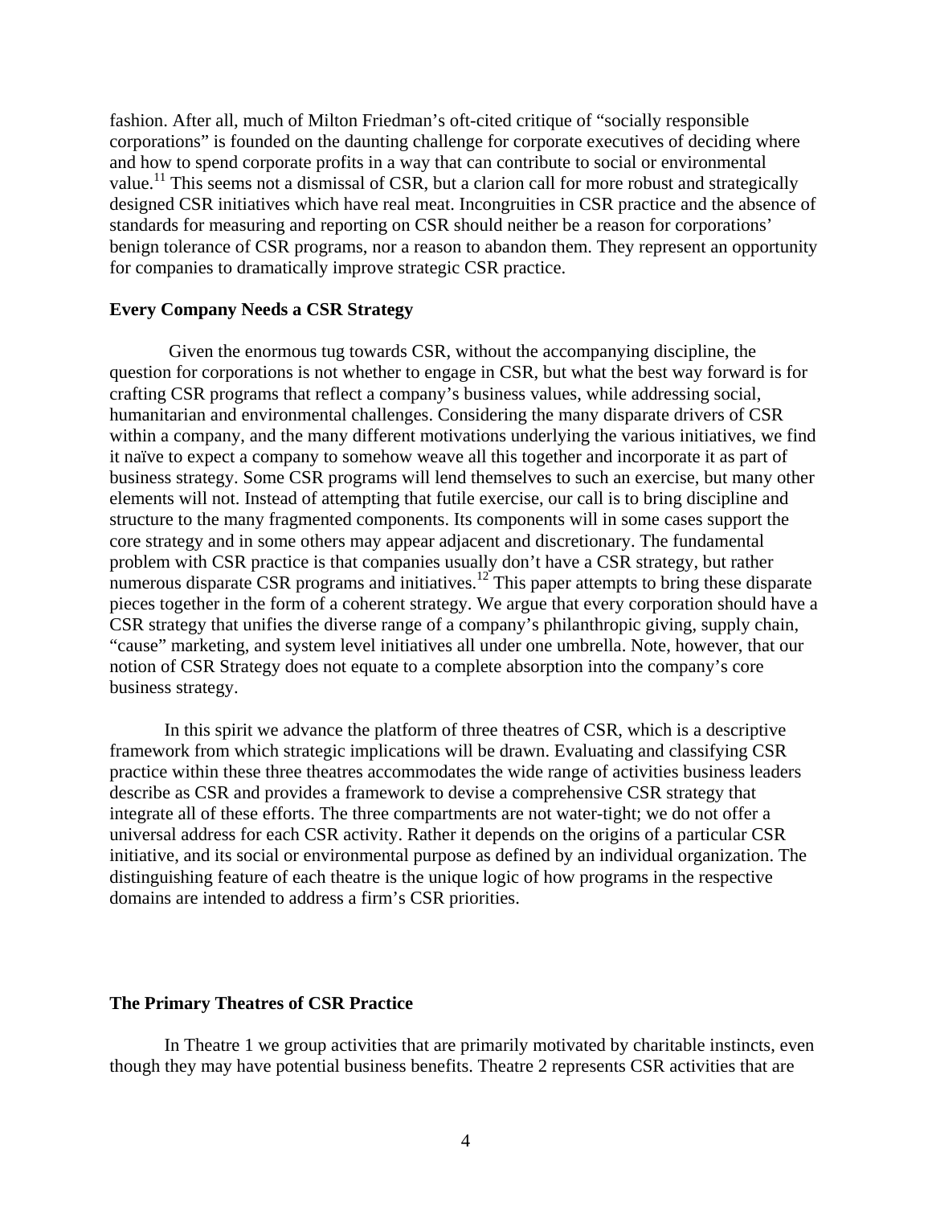fashion. After all, much of Milton Friedman's oft-cited critique of "socially responsible corporations" is founded on the daunting challenge for corporate executives of deciding where and how to spend corporate profits in a way that can contribute to social or environmental value.[11] This seems not a dismissal of CSR, but a clarion call for more robust and strategically designed CSR initiatives which have real meat. Incongruities in CSR practice and the absence of standards for measuring and reporting on CSR should neither be a reason for corporations' benign tolerance of CSR programs, nor a reason to abandon them. They represent an opportunity for companies to dramatically improve strategic CSR practice.

**Every Company Needs a CSR Strategy**

Given the enormous tug towards CSR, without the accompanying discipline, the question for corporations is not whether to engage in CSR, but what the best way forward is for crafting CSR programs that reflect a company's business values, while addressing social, humanitarian and environmental challenges. Considering the many disparate drivers of CSR within a company, and the many different motivations underlying the various initiatives, we find it naïve to expect a company to somehow weave all this together and incorporate it as part of business strategy. Some CSR programs will lend themselves to such an exercise, but many other elements will not. Instead of attempting that futile exercise, our call is to bring discipline and structure to the many fragmented components. Its components will in some cases support the core strategy and in some others may appear adjacent and discretionary. The fundamental problem with CSR practice is that companies usually don't have a CSR strategy, but rather numerous disparate CSR programs and initiatives.[12] This paper attempts to bring these disparate pieces together in the form of a coherent strategy. We argue that every corporation should have a CSR strategy that unifies the diverse range of a company's philanthropic giving, supply chain, "cause" marketing, and system level initiatives all under one umbrella. Note, however, that our notion of CSR Strategy does not equate to a complete absorption into the company's core business strategy.

In this spirit we advance the platform of three theatres of CSR, which is a descriptive framework from which strategic implications will be drawn. Evaluating and classifying CSR practice within these three theatres accommodates the wide range of activities business leaders describe as CSR and provides a framework to devise a comprehensive CSR strategy that integrate all of these efforts. The three compartments are not water-tight; we do not offer a universal address for each CSR activity. Rather it depends on the origins of a particular CSR initiative, and its social or environmental purpose as defined by an individual organization. The distinguishing feature of each theatre is the unique logic of how programs in the respective domains are intended to address a firm's CSR priorities.

**The Primary Theatres of CSR Practice**

In Theatre 1 we group activities that are primarily motivated by charitable instincts, even though they may have potential business benefits. Theatre 2 represents CSR activities that are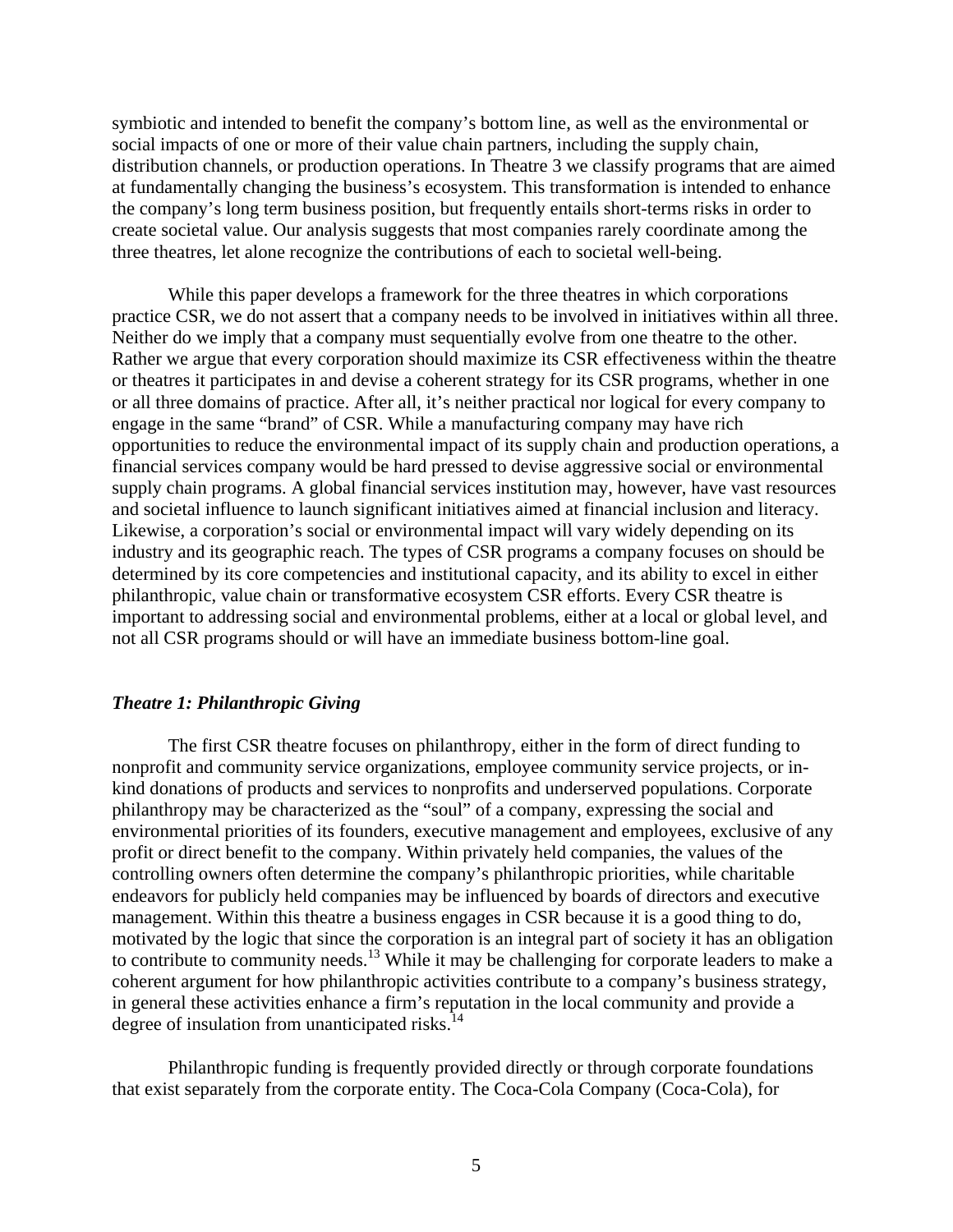symbiotic and intended to benefit the company's bottom line, as well as the environmental or social impacts of one or more of their value chain partners, including the supply chain, distribution channels, or production operations. In Theatre 3 we classify programs that are aimed at fundamentally changing the business's ecosystem. This transformation is intended to enhance the company's long term business position, but frequently entails short-terms risks in order to create societal value. Our analysis suggests that most companies rarely coordinate among the three theatres, let alone recognize the contributions of each to societal well-being.

While this paper develops a framework for the three theatres in which corporations practice CSR, we do not assert that a company needs to be involved in initiatives within all three. Neither do we imply that a company must sequentially evolve from one theatre to the other. Rather we argue that every corporation should maximize its CSR effectiveness within the theatre or theatres it participates in and devise a coherent strategy for its CSR programs, whether in one or all three domains of practice. After all, it's neither practical nor logical for every company to engage in the same "brand" of CSR. While a manufacturing company may have rich opportunities to reduce the environmental impact of its supply chain and production operations, a financial services company would be hard pressed to devise aggressive social or environmental supply chain programs. A global financial services institution may, however, have vast resources and societal influence to launch significant initiatives aimed at financial inclusion and literacy. Likewise, a corporation's social or environmental impact will vary widely depending on its industry and its geographic reach. The types of CSR programs a company focuses on should be determined by its core competencies and institutional capacity, and its ability to excel in either philanthropic, value chain or transformative ecosystem CSR efforts. Every CSR theatre is important to addressing social and environmental problems, either at a local or global level, and not all CSR programs should or will have an immediate business bottom-line goal.

### *Theatre 1: Philanthropic Giving*

The first CSR theatre focuses on philanthropy, either in the form of direct funding to nonprofit and community service organizations, employee community service projects, or in-kind donations of products and services to nonprofits and underserved populations. Corporate philanthropy may be characterized as the "soul" of a company, expressing the social and environmental priorities of its founders, executive management and employees, exclusive of any profit or direct benefit to the company. Within privately held companies, the values of the controlling owners often determine the company's philanthropic priorities, while charitable endeavors for publicly held companies may be influenced by boards of directors and executive management. Within this theatre a business engages in CSR because it is a good thing to do, motivated by the logic that since the corporation is an integral part of society it has an obligation to contribute to community needs.[13] While it may be challenging for corporate leaders to make a coherent argument for how philanthropic activities contribute to a company's business strategy, in general these activities enhance a firm's reputation in the local community and provide a degree of insulation from unanticipated risks.[14]

Philanthropic funding is frequently provided directly or through corporate foundations that exist separately from the corporate entity. The Coca-Cola Company (Coca-Cola), for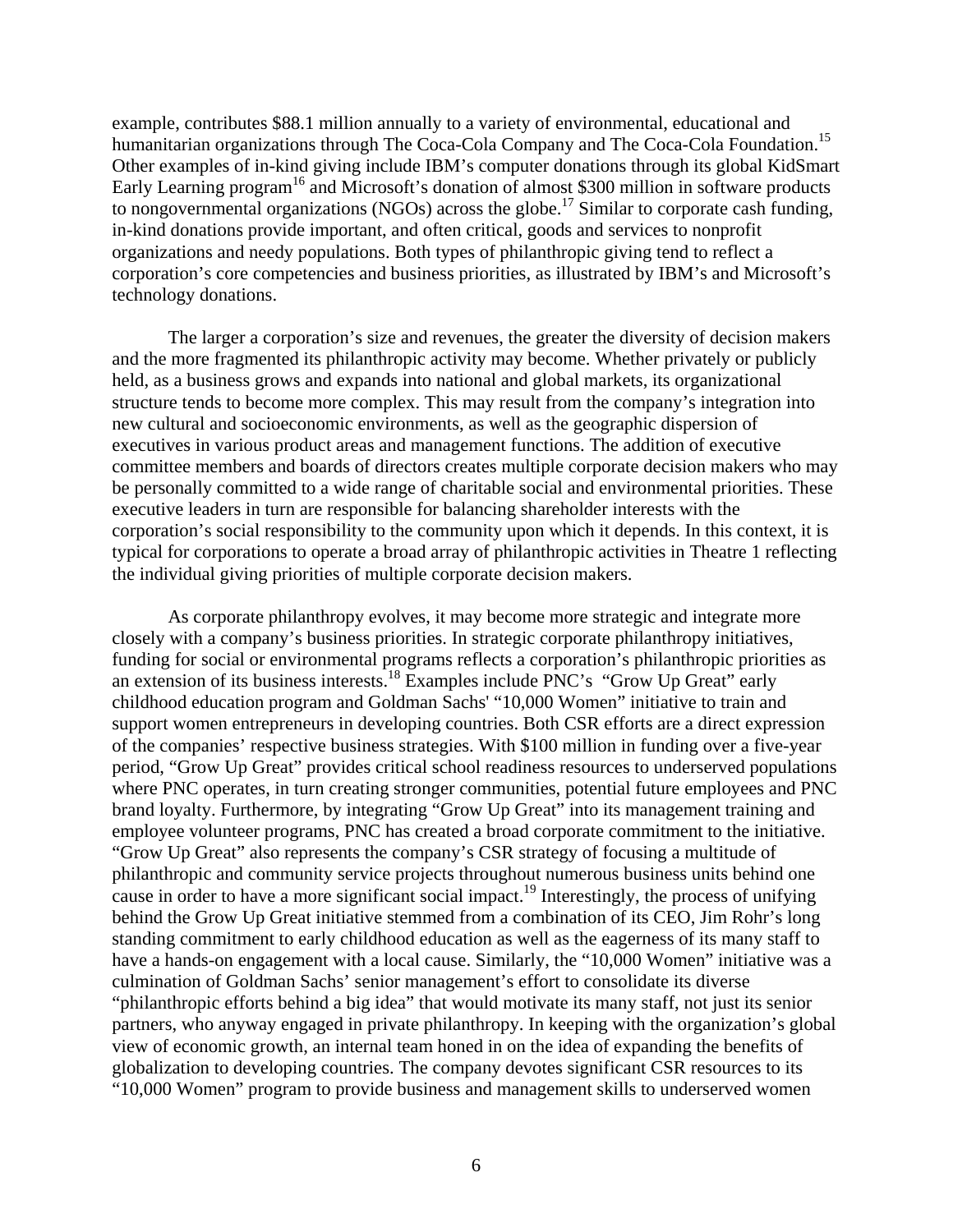example, contributes $88.1 million annually to a variety of environmental, educational and humanitarian organizations through The Coca-Cola Company and The Coca-Cola Foundation.[15] Other examples of in-kind giving include IBM's computer donations through its global KidSmart Early Learning program[16] and Microsoft's donation of almost $300 million in software products to nongovernmental organizations (NGOs) across the globe.[17] Similar to corporate cash funding, in-kind donations provide important, and often critical, goods and services to nonprofit organizations and needy populations. Both types of philanthropic giving tend to reflect a corporation's core competencies and business priorities, as illustrated by IBM's and Microsoft's technology donations.

The larger a corporation's size and revenues, the greater the diversity of decision makers and the more fragmented its philanthropic activity may become. Whether privately or publicly held, as a business grows and expands into national and global markets, its organizational structure tends to become more complex. This may result from the company's integration into new cultural and socioeconomic environments, as well as the geographic dispersion of executives in various product areas and management functions. The addition of executive committee members and boards of directors creates multiple corporate decision makers who may be personally committed to a wide range of charitable social and environmental priorities. These executive leaders in turn are responsible for balancing shareholder interests with the corporation's social responsibility to the community upon which it depends. In this context, it is typical for corporations to operate a broad array of philanthropic activities in Theatre 1 reflecting the individual giving priorities of multiple corporate decision makers.

As corporate philanthropy evolves, it may become more strategic and integrate more closely with a company's business priorities. In strategic corporate philanthropy initiatives, funding for social or environmental programs reflects a corporation's philanthropic priorities as an extension of its business interests.[18] Examples include PNC's "Grow Up Great" early childhood education program and Goldman Sachs' "10,000 Women" initiative to train and support women entrepreneurs in developing countries. Both CSR efforts are a direct expression of the companies' respective business strategies. With $100 million in funding over a five-year period, "Grow Up Great" provides critical school readiness resources to underserved populations where PNC operates, in turn creating stronger communities, potential future employees and PNC brand loyalty. Furthermore, by integrating "Grow Up Great" into its management training and employee volunteer programs, PNC has created a broad corporate commitment to the initiative. "Grow Up Great" also represents the company's CSR strategy of focusing a multitude of philanthropic and community service projects throughout numerous business units behind one cause in order to have a more significant social impact.[19] Interestingly, the process of unifying behind the Grow Up Great initiative stemmed from a combination of its CEO, Jim Rohr's long standing commitment to early childhood education as well as the eagerness of its many staff to have a hands-on engagement with a local cause. Similarly, the "10,000 Women" initiative was a culmination of Goldman Sachs' senior management's effort to consolidate its diverse "philanthropic efforts behind a big idea" that would motivate its many staff, not just its senior partners, who anyway engaged in private philanthropy. In keeping with the organization's global view of economic growth, an internal team honed in on the idea of expanding the benefits of globalization to developing countries. The company devotes significant CSR resources to its "10,000 Women" program to provide business and management skills to underserved women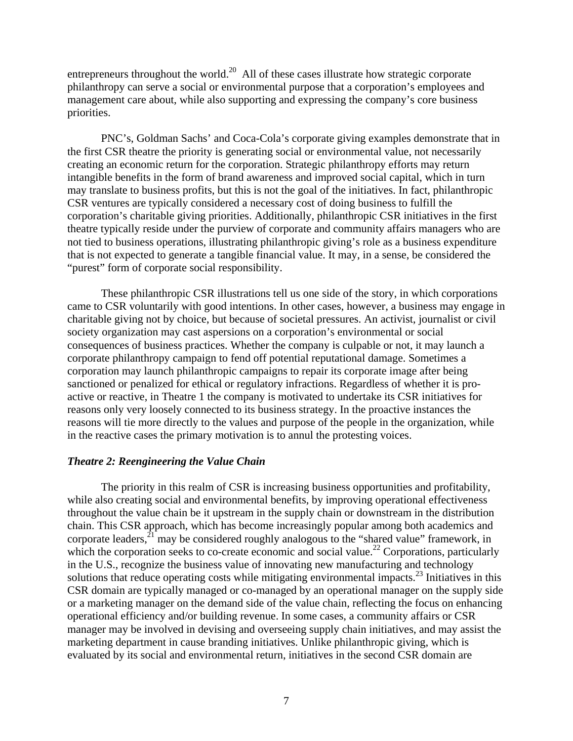entrepreneurs throughout the world.[20] All of these cases illustrate how strategic corporate philanthropy can serve a social or environmental purpose that a corporation's employees and management care about, while also supporting and expressing the company's core business priorities.

PNC's, Goldman Sachs' and Coca-Cola's corporate giving examples demonstrate that in the first CSR theatre the priority is generating social or environmental value, not necessarily creating an economic return for the corporation. Strategic philanthropy efforts may return intangible benefits in the form of brand awareness and improved social capital, which in turn may translate to business profits, but this is not the goal of the initiatives. In fact, philanthropic CSR ventures are typically considered a necessary cost of doing business to fulfill the corporation's charitable giving priorities. Additionally, philanthropic CSR initiatives in the first theatre typically reside under the purview of corporate and community affairs managers who are not tied to business operations, illustrating philanthropic giving's role as a business expenditure that is not expected to generate a tangible financial value. It may, in a sense, be considered the "purest" form of corporate social responsibility.

These philanthropic CSR illustrations tell us one side of the story, in which corporations came to CSR voluntarily with good intentions. In other cases, however, a business may engage in charitable giving not by choice, but because of societal pressures. An activist, journalist or civil society organization may cast aspersions on a corporation's environmental or social consequences of business practices. Whether the company is culpable or not, it may launch a corporate philanthropy campaign to fend off potential reputational damage. Sometimes a corporation may launch philanthropic campaigns to repair its corporate image after being sanctioned or penalized for ethical or regulatory infractions. Regardless of whether it is pro-active or reactive, in Theatre 1 the company is motivated to undertake its CSR initiatives for reasons only very loosely connected to its business strategy. In the proactive instances the reasons will tie more directly to the values and purpose of the people in the organization, while in the reactive cases the primary motivation is to annul the protesting voices.

### *Theatre 2: Reengineering the Value Chain*

The priority in this realm of CSR is increasing business opportunities and profitability, while also creating social and environmental benefits, by improving operational effectiveness throughout the value chain be it upstream in the supply chain or downstream in the distribution chain. This CSR approach, which has become increasingly popular among both academics and corporate leaders,[21] may be considered roughly analogous to the "shared value" framework, in which the corporation seeks to co-create economic and social value.[22] Corporations, particularly in the U.S., recognize the business value of innovating new manufacturing and technology solutions that reduce operating costs while mitigating environmental impacts.[23] Initiatives in this CSR domain are typically managed or co-managed by an operational manager on the supply side or a marketing manager on the demand side of the value chain, reflecting the focus on enhancing operational efficiency and/or building revenue. In some cases, a community affairs or CSR manager may be involved in devising and overseeing supply chain initiatives, and may assist the marketing department in cause branding initiatives. Unlike philanthropic giving, which is evaluated by its social and environmental return, initiatives in the second CSR domain are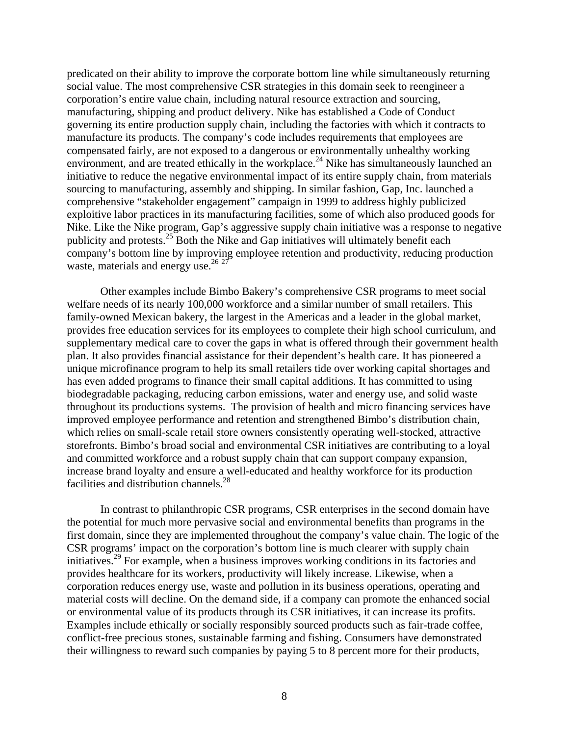predicated on their ability to improve the corporate bottom line while simultaneously returning social value. The most comprehensive CSR strategies in this domain seek to reengineer a corporation's entire value chain, including natural resource extraction and sourcing, manufacturing, shipping and product delivery. Nike has established a Code of Conduct governing its entire production supply chain, including the factories with which it contracts to manufacture its products. The company's code includes requirements that employees are compensated fairly, are not exposed to a dangerous or environmentally unhealthy working environment, and are treated ethically in the workplace.[24] Nike has simultaneously launched an initiative to reduce the negative environmental impact of its entire supply chain, from materials sourcing to manufacturing, assembly and shipping. In similar fashion, Gap, Inc. launched a comprehensive "stakeholder engagement" campaign in 1999 to address highly publicized exploitive labor practices in its manufacturing facilities, some of which also produced goods for Nike. Like the Nike program, Gap's aggressive supply chain initiative was a response to negative publicity and protests.[25] Both the Nike and Gap initiatives will ultimately benefit each company's bottom line by improving employee retention and productivity, reducing production waste, materials and energy use.[26 27]

Other examples include Bimbo Bakery's comprehensive CSR programs to meet social welfare needs of its nearly 100,000 workforce and a similar number of small retailers. This family-owned Mexican bakery, the largest in the Americas and a leader in the global market, provides free education services for its employees to complete their high school curriculum, and supplementary medical care to cover the gaps in what is offered through their government health plan. It also provides financial assistance for their dependent's health care. It has pioneered a unique microfinance program to help its small retailers tide over working capital shortages and has even added programs to finance their small capital additions. It has committed to using biodegradable packaging, reducing carbon emissions, water and energy use, and solid waste throughout its productions systems. The provision of health and micro financing services have improved employee performance and retention and strengthened Bimbo's distribution chain, which relies on small-scale retail store owners consistently operating well-stocked, attractive storefronts. Bimbo's broad social and environmental CSR initiatives are contributing to a loyal and committed workforce and a robust supply chain that can support company expansion, increase brand loyalty and ensure a well-educated and healthy workforce for its production facilities and distribution channels.[28]

In contrast to philanthropic CSR programs, CSR enterprises in the second domain have the potential for much more pervasive social and environmental benefits than programs in the first domain, since they are implemented throughout the company's value chain. The logic of the CSR programs' impact on the corporation's bottom line is much clearer with supply chain initiatives.[29] For example, when a business improves working conditions in its factories and provides healthcare for its workers, productivity will likely increase. Likewise, when a corporation reduces energy use, waste and pollution in its business operations, operating and material costs will decline. On the demand side, if a company can promote the enhanced social or environmental value of its products through its CSR initiatives, it can increase its profits. Examples include ethically or socially responsibly sourced products such as fair-trade coffee, conflict-free precious stones, sustainable farming and fishing. Consumers have demonstrated their willingness to reward such companies by paying 5 to 8 percent more for their products,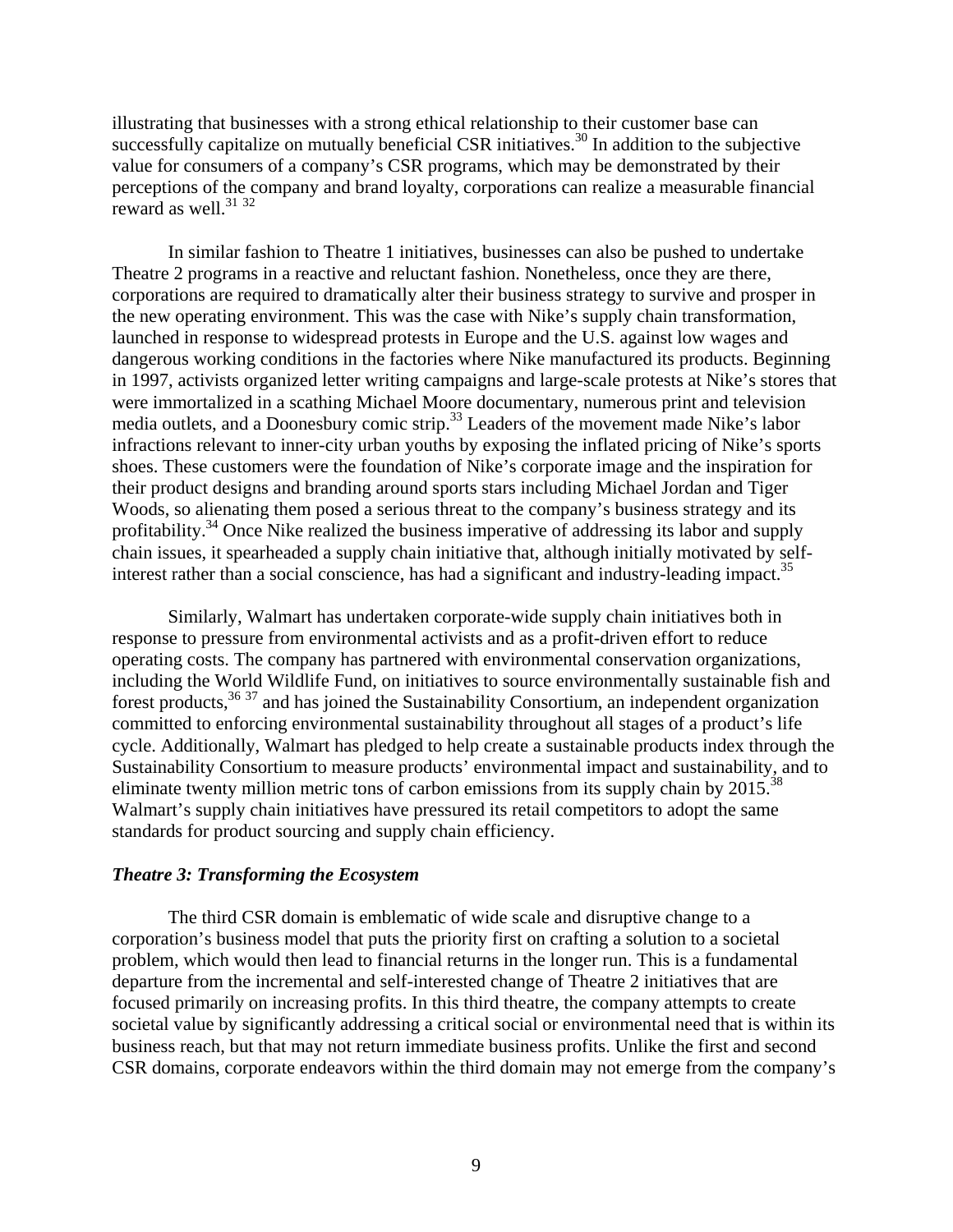illustrating that businesses with a strong ethical relationship to their customer base can successfully capitalize on mutually beneficial CSR initiatives.[30] In addition to the subjective value for consumers of a company's CSR programs, which may be demonstrated by their perceptions of the company and brand loyalty, corporations can realize a measurable financial reward as well.[31] [32]

In similar fashion to Theatre 1 initiatives, businesses can also be pushed to undertake Theatre 2 programs in a reactive and reluctant fashion. Nonetheless, once they are there, corporations are required to dramatically alter their business strategy to survive and prosper in the new operating environment. This was the case with Nike's supply chain transformation, launched in response to widespread protests in Europe and the U.S. against low wages and dangerous working conditions in the factories where Nike manufactured its products. Beginning in 1997, activists organized letter writing campaigns and large-scale protests at Nike's stores that were immortalized in a scathing Michael Moore documentary, numerous print and television media outlets, and a Doonesbury comic strip.[33] Leaders of the movement made Nike's labor infractions relevant to inner-city urban youths by exposing the inflated pricing of Nike's sports shoes. These customers were the foundation of Nike's corporate image and the inspiration for their product designs and branding around sports stars including Michael Jordan and Tiger Woods, so alienating them posed a serious threat to the company's business strategy and its profitability.[34] Once Nike realized the business imperative of addressing its labor and supply chain issues, it spearheaded a supply chain initiative that, although initially motivated by self-interest rather than a social conscience, has had a significant and industry-leading impact.[35]

Similarly, Walmart has undertaken corporate-wide supply chain initiatives both in response to pressure from environmental activists and as a profit-driven effort to reduce operating costs. The company has partnered with environmental conservation organizations, including the World Wildlife Fund, on initiatives to source environmentally sustainable fish and forest products,[36] [37] and has joined the Sustainability Consortium, an independent organization committed to enforcing environmental sustainability throughout all stages of a product's life cycle. Additionally, Walmart has pledged to help create a sustainable products index through the Sustainability Consortium to measure products' environmental impact and sustainability, and to eliminate twenty million metric tons of carbon emissions from its supply chain by 2015.[38] Walmart's supply chain initiatives have pressured its retail competitors to adopt the same standards for product sourcing and supply chain efficiency.

### *Theatre 3: Transforming the Ecosystem*

The third CSR domain is emblematic of wide scale and disruptive change to a corporation's business model that puts the priority first on crafting a solution to a societal problem, which would then lead to financial returns in the longer run. This is a fundamental departure from the incremental and self-interested change of Theatre 2 initiatives that are focused primarily on increasing profits. In this third theatre, the company attempts to create societal value by significantly addressing a critical social or environmental need that is within its business reach, but that may not return immediate business profits. Unlike the first and second CSR domains, corporate endeavors within the third domain may not emerge from the company's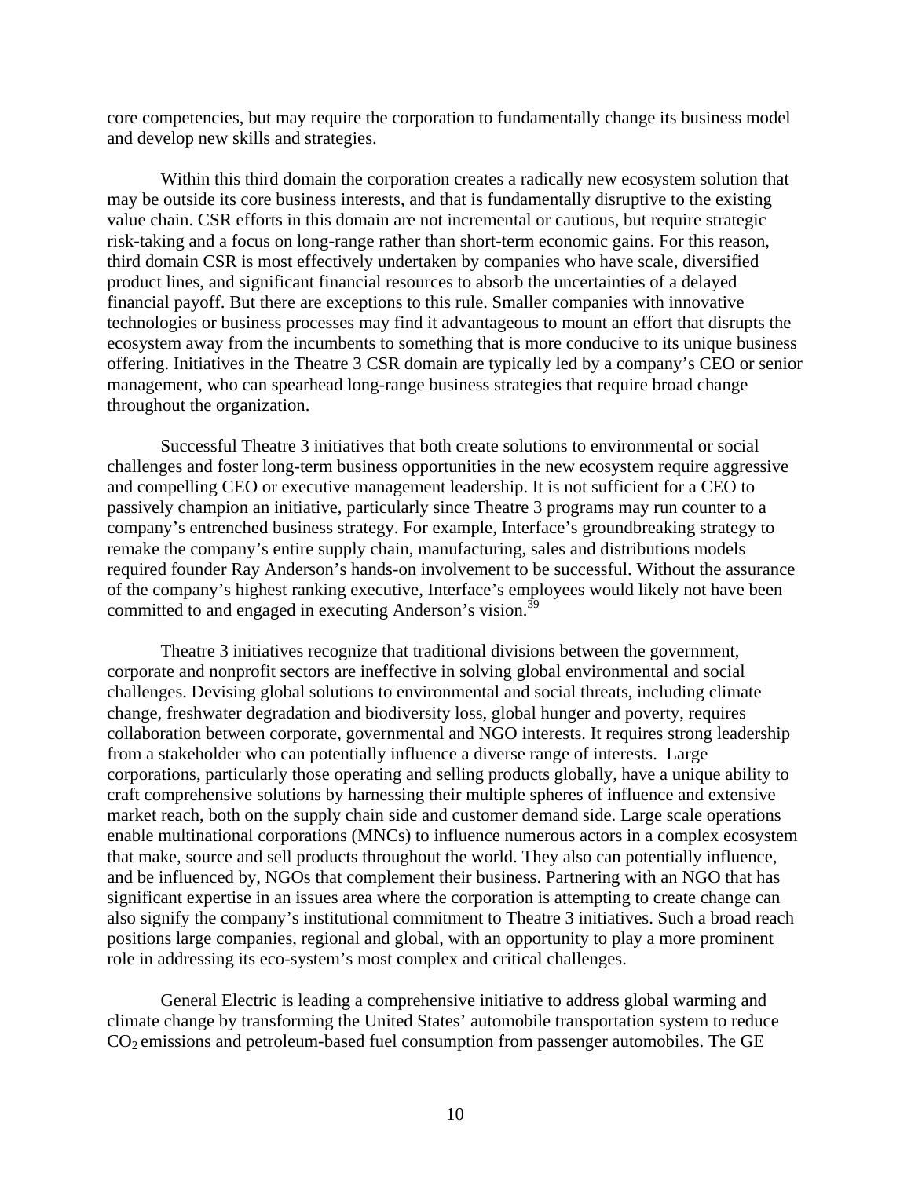core competencies, but may require the corporation to fundamentally change its business model and develop new skills and strategies.

Within this third domain the corporation creates a radically new ecosystem solution that may be outside its core business interests, and that is fundamentally disruptive to the existing value chain. CSR efforts in this domain are not incremental or cautious, but require strategic risk-taking and a focus on long-range rather than short-term economic gains. For this reason, third domain CSR is most effectively undertaken by companies who have scale, diversified product lines, and significant financial resources to absorb the uncertainties of a delayed financial payoff. But there are exceptions to this rule. Smaller companies with innovative technologies or business processes may find it advantageous to mount an effort that disrupts the ecosystem away from the incumbents to something that is more conducive to its unique business offering. Initiatives in the Theatre 3 CSR domain are typically led by a company's CEO or senior management, who can spearhead long-range business strategies that require broad change throughout the organization.

Successful Theatre 3 initiatives that both create solutions to environmental or social challenges and foster long-term business opportunities in the new ecosystem require aggressive and compelling CEO or executive management leadership. It is not sufficient for a CEO to passively champion an initiative, particularly since Theatre 3 programs may run counter to a company's entrenched business strategy. For example, Interface's groundbreaking strategy to remake the company's entire supply chain, manufacturing, sales and distributions models required founder Ray Anderson's hands-on involvement to be successful. Without the assurance of the company's highest ranking executive, Interface's employees would likely not have been committed to and engaged in executing Anderson's vision.[39]

Theatre 3 initiatives recognize that traditional divisions between the government, corporate and nonprofit sectors are ineffective in solving global environmental and social challenges. Devising global solutions to environmental and social threats, including climate change, freshwater degradation and biodiversity loss, global hunger and poverty, requires collaboration between corporate, governmental and NGO interests. It requires strong leadership from a stakeholder who can potentially influence a diverse range of interests. Large corporations, particularly those operating and selling products globally, have a unique ability to craft comprehensive solutions by harnessing their multiple spheres of influence and extensive market reach, both on the supply chain side and customer demand side. Large scale operations enable multinational corporations (MNCs) to influence numerous actors in a complex ecosystem that make, source and sell products throughout the world. They also can potentially influence, and be influenced by, NGOs that complement their business. Partnering with an NGO that has significant expertise in an issues area where the corporation is attempting to create change can also signify the company's institutional commitment to Theatre 3 initiatives. Such a broad reach positions large companies, regional and global, with an opportunity to play a more prominent role in addressing its eco-system's most complex and critical challenges.

General Electric is leading a comprehensive initiative to address global warming and climate change by transforming the United States' automobile transportation system to reduce $CO_2$ emissions and petroleum-based fuel consumption from passenger automobiles. The GE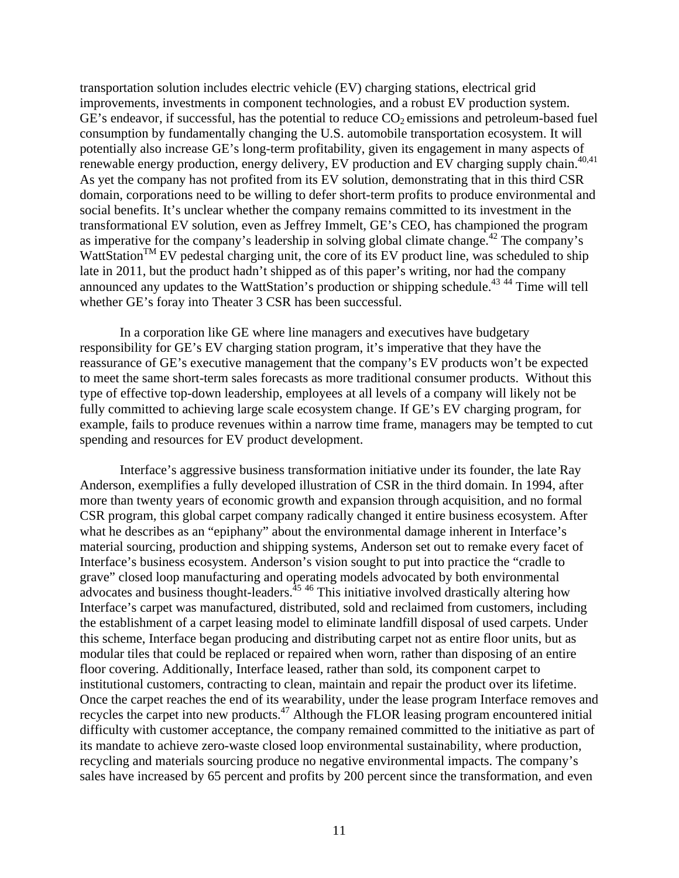transportation solution includes electric vehicle (EV) charging stations, electrical grid improvements, investments in component technologies, and a robust EV production system. GE's endeavor, if successful, has the potential to reduce $CO_2$ emissions and petroleum-based fuel consumption by fundamentally changing the U.S. automobile transportation ecosystem. It will potentially also increase GE's long-term profitability, given its engagement in many aspects of renewable energy production, energy delivery, EV production and EV charging supply chain.[40,41] As yet the company has not profited from its EV solution, demonstrating that in this third CSR domain, corporations need to be willing to defer short-term profits to produce environmental and social benefits. It's unclear whether the company remains committed to its investment in the transformational EV solution, even as Jeffrey Immelt, GE's CEO, has championed the program as imperative for the company's leadership in solving global climate change.[42] The company's WattStation™ EV pedestal charging unit, the core of its EV product line, was scheduled to ship late in 2011, but the product hadn't shipped as of this paper's writing, nor had the company announced any updates to the WattStation's production or shipping schedule.[43] [44] Time will tell whether GE's foray into Theater 3 CSR has been successful.

In a corporation like GE where line managers and executives have budgetary responsibility for GE's EV charging station program, it's imperative that they have the reassurance of GE's executive management that the company's EV products won't be expected to meet the same short-term sales forecasts as more traditional consumer products. Without this type of effective top-down leadership, employees at all levels of a company will likely not be fully committed to achieving large scale ecosystem change. If GE's EV charging program, for example, fails to produce revenues within a narrow time frame, managers may be tempted to cut spending and resources for EV product development.

Interface's aggressive business transformation initiative under its founder, the late Ray Anderson, exemplifies a fully developed illustration of CSR in the third domain. In 1994, after more than twenty years of economic growth and expansion through acquisition, and no formal CSR program, this global carpet company radically changed it entire business ecosystem. After what he describes as an "epiphany" about the environmental damage inherent in Interface's material sourcing, production and shipping systems, Anderson set out to remake every facet of Interface's business ecosystem. Anderson's vision sought to put into practice the "cradle to grave" closed loop manufacturing and operating models advocated by both environmental advocates and business thought-leaders.[45] [46] This initiative involved drastically altering how Interface's carpet was manufactured, distributed, sold and reclaimed from customers, including the establishment of a carpet leasing model to eliminate landfill disposal of used carpets. Under this scheme, Interface began producing and distributing carpet not as entire floor units, but as modular tiles that could be replaced or repaired when worn, rather than disposing of an entire floor covering. Additionally, Interface leased, rather than sold, its component carpet to institutional customers, contracting to clean, maintain and repair the product over its lifetime. Once the carpet reaches the end of its wearability, under the lease program Interface removes and recycles the carpet into new products.[47] Although the FLOR leasing program encountered initial difficulty with customer acceptance, the company remained committed to the initiative as part of its mandate to achieve zero-waste closed loop environmental sustainability, where production, recycling and materials sourcing produce no negative environmental impacts. The company's sales have increased by 65 percent and profits by 200 percent since the transformation, and even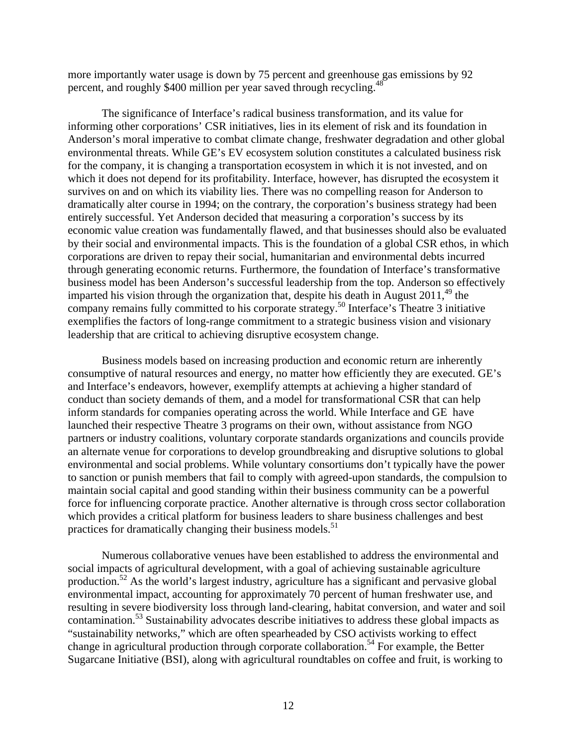more importantly water usage is down by 75 percent and greenhouse gas emissions by 92 percent, and roughly $400 million per year saved through recycling.[48]

The significance of Interface's radical business transformation, and its value for informing other corporations' CSR initiatives, lies in its element of risk and its foundation in Anderson's moral imperative to combat climate change, freshwater degradation and other global environmental threats. While GE's EV ecosystem solution constitutes a calculated business risk for the company, it is changing a transportation ecosystem in which it is not invested, and on which it does not depend for its profitability. Interface, however, has disrupted the ecosystem it survives on and on which its viability lies. There was no compelling reason for Anderson to dramatically alter course in 1994; on the contrary, the corporation's business strategy had been entirely successful. Yet Anderson decided that measuring a corporation's success by its economic value creation was fundamentally flawed, and that businesses should also be evaluated by their social and environmental impacts. This is the foundation of a global CSR ethos, in which corporations are driven to repay their social, humanitarian and environmental debts incurred through generating economic returns. Furthermore, the foundation of Interface's transformative business model has been Anderson's successful leadership from the top. Anderson so effectively imparted his vision through the organization that, despite his death in August 2011,[49] the company remains fully committed to his corporate strategy.[50] Interface's Theatre 3 initiative exemplifies the factors of long-range commitment to a strategic business vision and visionary leadership that are critical to achieving disruptive ecosystem change.

Business models based on increasing production and economic return are inherently consumptive of natural resources and energy, no matter how efficiently they are executed. GE's and Interface's endeavors, however, exemplify attempts at achieving a higher standard of conduct than society demands of them, and a model for transformational CSR that can help inform standards for companies operating across the world. While Interface and GE have launched their respective Theatre 3 programs on their own, without assistance from NGO partners or industry coalitions, voluntary corporate standards organizations and councils provide an alternate venue for corporations to develop groundbreaking and disruptive solutions to global environmental and social problems. While voluntary consortiums don't typically have the power to sanction or punish members that fail to comply with agreed-upon standards, the compulsion to maintain social capital and good standing within their business community can be a powerful force for influencing corporate practice. Another alternative is through cross sector collaboration which provides a critical platform for business leaders to share business challenges and best practices for dramatically changing their business models.[51]

Numerous collaborative venues have been established to address the environmental and social impacts of agricultural development, with a goal of achieving sustainable agriculture production.[52] As the world's largest industry, agriculture has a significant and pervasive global environmental impact, accounting for approximately 70 percent of human freshwater use, and resulting in severe biodiversity loss through land-clearing, habitat conversion, and water and soil contamination.[53] Sustainability advocates describe initiatives to address these global impacts as "sustainability networks," which are often spearheaded by CSO activists working to effect change in agricultural production through corporate collaboration.[54] For example, the Better Sugarcane Initiative (BSI), along with agricultural roundtables on coffee and fruit, is working to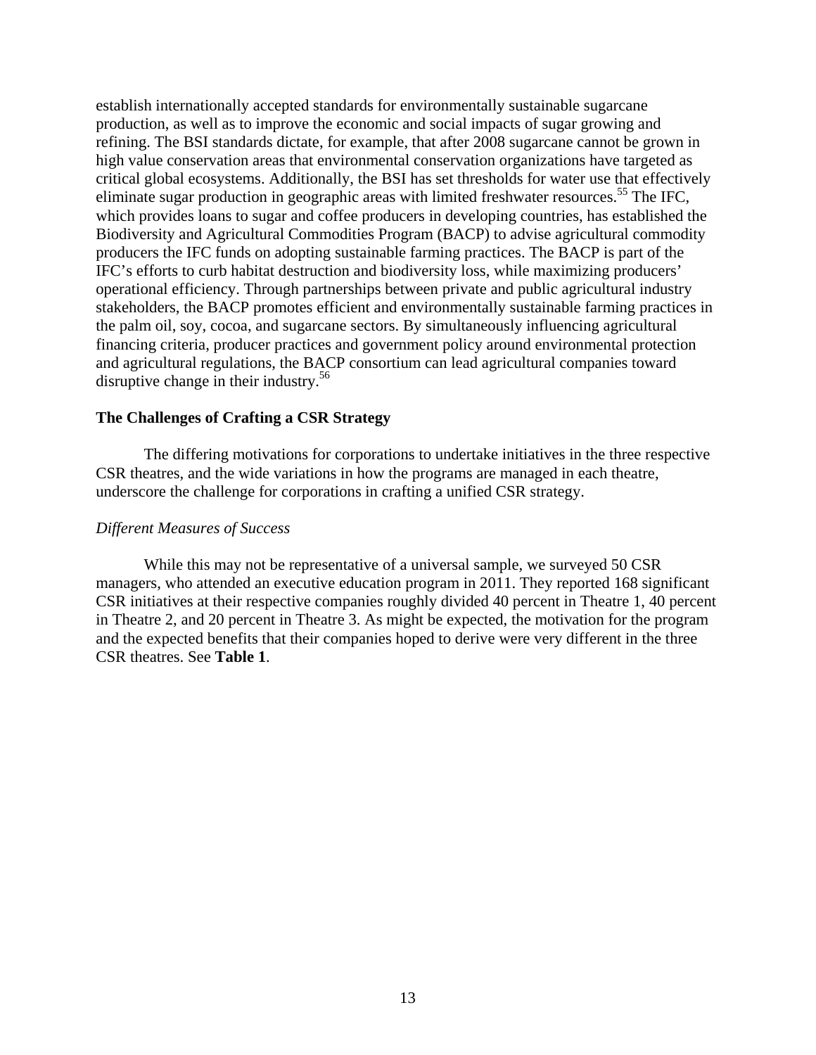establish internationally accepted standards for environmentally sustainable sugarcane production, as well as to improve the economic and social impacts of sugar growing and refining. The BSI standards dictate, for example, that after 2008 sugarcane cannot be grown in high value conservation areas that environmental conservation organizations have targeted as critical global ecosystems. Additionally, the BSI has set thresholds for water use that effectively eliminate sugar production in geographic areas with limited freshwater resources.[55] The IFC, which provides loans to sugar and coffee producers in developing countries, has established the Biodiversity and Agricultural Commodities Program (BACP) to advise agricultural commodity producers the IFC funds on adopting sustainable farming practices. The BACP is part of the IFC's efforts to curb habitat destruction and biodiversity loss, while maximizing producers' operational efficiency. Through partnerships between private and public agricultural industry stakeholders, the BACP promotes efficient and environmentally sustainable farming practices in the palm oil, soy, cocoa, and sugarcane sectors. By simultaneously influencing agricultural financing criteria, producer practices and government policy around environmental protection and agricultural regulations, the BACP consortium can lead agricultural companies toward disruptive change in their industry.[56]

### The Challenges of Crafting a CSR Strategy

The differing motivations for corporations to undertake initiatives in the three respective CSR theatres, and the wide variations in how the programs are managed in each theatre, underscore the challenge for corporations in crafting a unified CSR strategy.

#### *Different Measures of Success*

While this may not be representative of a universal sample, we surveyed 50 CSR managers, who attended an executive education program in 2011. They reported 168 significant CSR initiatives at their respective companies roughly divided 40 percent in Theatre 1, 40 percent in Theatre 2, and 20 percent in Theatre 3. As might be expected, the motivation for the program and the expected benefits that their companies hoped to derive were very different in the three CSR theatres. See **Table 1**.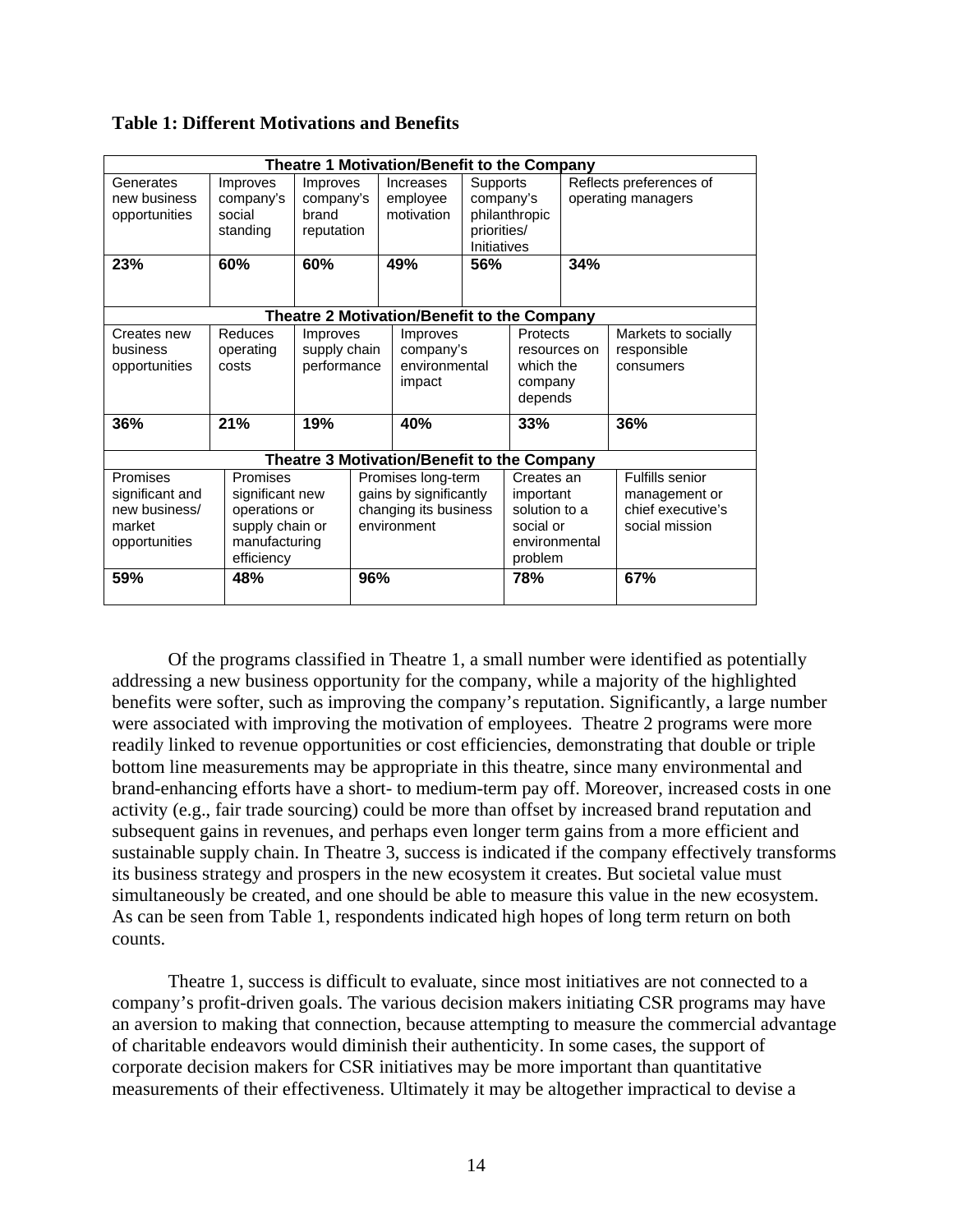**Table 1: Different Motivations and Benefits**

| Theatre 1 Motivation/Benefit to the Company | | | | | |
|---|---|---|---|---|---|
| Generates new business opportunities | Improves company's social standing | Improves company's brand reputation | Increases employee motivation | Supports company's philanthropic priorities/ Initiatives | Reflects preferences of operating managers |
| **23%** | **60%** | **60%** | **49%** | **56%** | **34%** |

| Theatre 2 Motivation/Benefit to the Company | | | | | |
|---|---|---|---|---|---|
| Creates new business opportunities | Reduces operating costs | Improves supply chain performance | Improves company's environmental impact | Protects resources on which the company depends | Markets to socially responsible consumers |
| **36%** | **21%** | **19%** | **40%** | **33%** | **36%** |

| Theatre 3 Motivation/Benefit to the Company | | | | |
|---|---|---|---|---|
| Promises significant and new business/ market opportunities | Promises significant new operations or supply chain or manufacturing efficiency | Promises long-term gains by significantly changing its business environment | Creates an important solution to a social or environmental problem | Fulfills senior management or chief executive's social mission |
| **59%** | **48%** | **96%** | **78%** | **67%** |

Of the programs classified in Theatre 1, a small number were identified as potentially addressing a new business opportunity for the company, while a majority of the highlighted benefits were softer, such as improving the company's reputation. Significantly, a large number were associated with improving the motivation of employees. Theatre 2 programs were more readily linked to revenue opportunities or cost efficiencies, demonstrating that double or triple bottom line measurements may be appropriate in this theatre, since many environmental and brand-enhancing efforts have a short- to medium-term pay off. Moreover, increased costs in one activity (e.g., fair trade sourcing) could be more than offset by increased brand reputation and subsequent gains in revenues, and perhaps even longer term gains from a more efficient and sustainable supply chain. In Theatre 3, success is indicated if the company effectively transforms its business strategy and prospers in the new ecosystem it creates. But societal value must simultaneously be created, and one should be able to measure this value in the new ecosystem. As can be seen from Table 1, respondents indicated high hopes of long term return on both counts.

Theatre 1, success is difficult to evaluate, since most initiatives are not connected to a company's profit-driven goals. The various decision makers initiating CSR programs may have an aversion to making that connection, because attempting to measure the commercial advantage of charitable endeavors would diminish their authenticity. In some cases, the support of corporate decision makers for CSR initiatives may be more important than quantitative measurements of their effectiveness. Ultimately it may be altogether impractical to devise a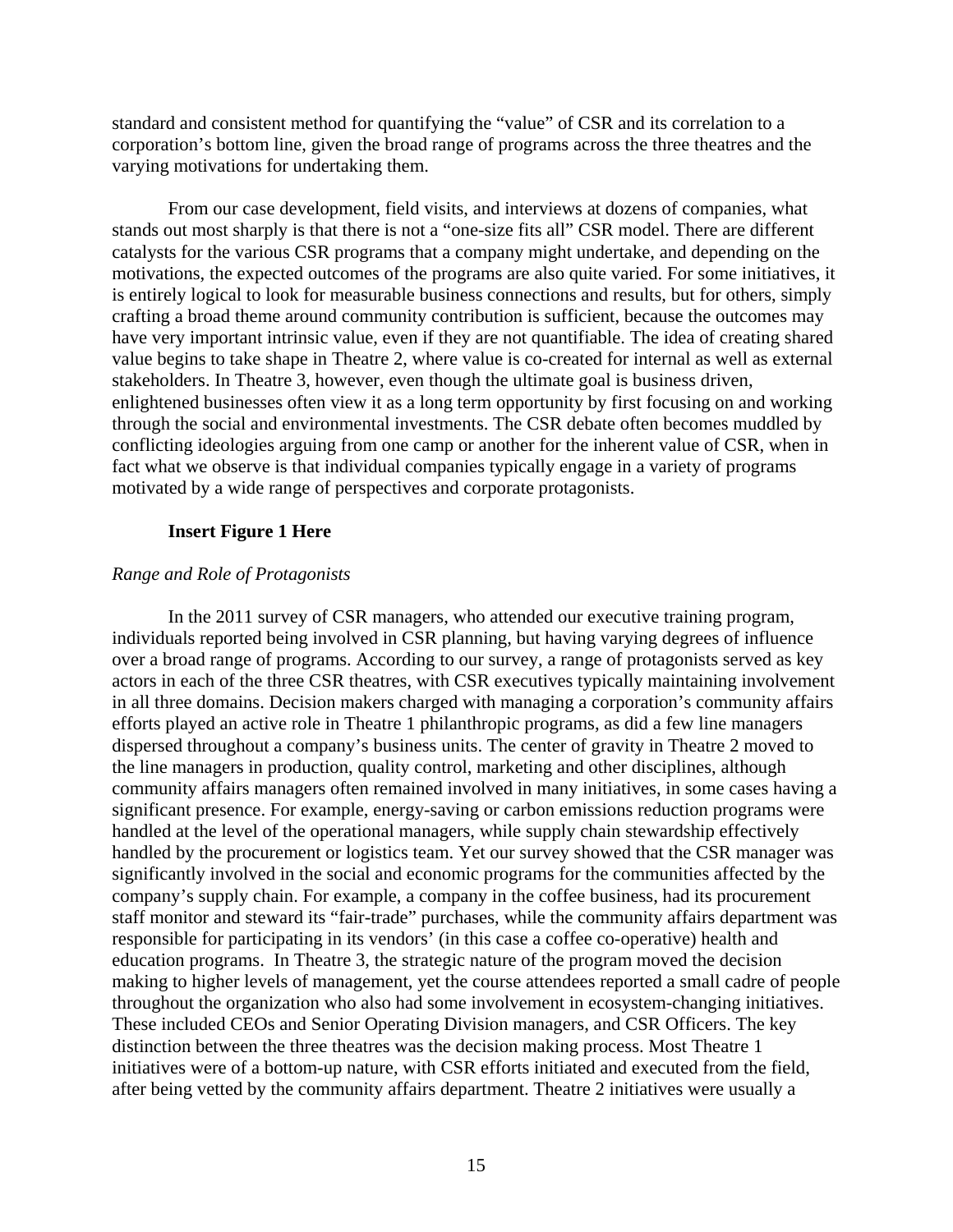standard and consistent method for quantifying the "value" of CSR and its correlation to a corporation's bottom line, given the broad range of programs across the three theatres and the varying motivations for undertaking them.

From our case development, field visits, and interviews at dozens of companies, what stands out most sharply is that there is not a "one-size fits all" CSR model. There are different catalysts for the various CSR programs that a company might undertake, and depending on the motivations, the expected outcomes of the programs are also quite varied. For some initiatives, it is entirely logical to look for measurable business connections and results, but for others, simply crafting a broad theme around community contribution is sufficient, because the outcomes may have very important intrinsic value, even if they are not quantifiable. The idea of creating shared value begins to take shape in Theatre 2, where value is co-created for internal as well as external stakeholders. In Theatre 3, however, even though the ultimate goal is business driven, enlightened businesses often view it as a long term opportunity by first focusing on and working through the social and environmental investments. The CSR debate often becomes muddled by conflicting ideologies arguing from one camp or another for the inherent value of CSR, when in fact what we observe is that individual companies typically engage in a variety of programs motivated by a wide range of perspectives and corporate protagonists.

**Insert Figure 1 Here**

*Range and Role of Protagonists*

In the 2011 survey of CSR managers, who attended our executive training program, individuals reported being involved in CSR planning, but having varying degrees of influence over a broad range of programs. According to our survey, a range of protagonists served as key actors in each of the three CSR theatres, with CSR executives typically maintaining involvement in all three domains. Decision makers charged with managing a corporation's community affairs efforts played an active role in Theatre 1 philanthropic programs, as did a few line managers dispersed throughout a company's business units. The center of gravity in Theatre 2 moved to the line managers in production, quality control, marketing and other disciplines, although community affairs managers often remained involved in many initiatives, in some cases having a significant presence. For example, energy-saving or carbon emissions reduction programs were handled at the level of the operational managers, while supply chain stewardship effectively handled by the procurement or logistics team. Yet our survey showed that the CSR manager was significantly involved in the social and economic programs for the communities affected by the company's supply chain. For example, a company in the coffee business, had its procurement staff monitor and steward its "fair-trade" purchases, while the community affairs department was responsible for participating in its vendors' (in this case a coffee co-operative) health and education programs. In Theatre 3, the strategic nature of the program moved the decision making to higher levels of management, yet the course attendees reported a small cadre of people throughout the organization who also had some involvement in ecosystem-changing initiatives. These included CEOs and Senior Operating Division managers, and CSR Officers. The key distinction between the three theatres was the decision making process. Most Theatre 1 initiatives were of a bottom-up nature, with CSR efforts initiated and executed from the field, after being vetted by the community affairs department. Theatre 2 initiatives were usually a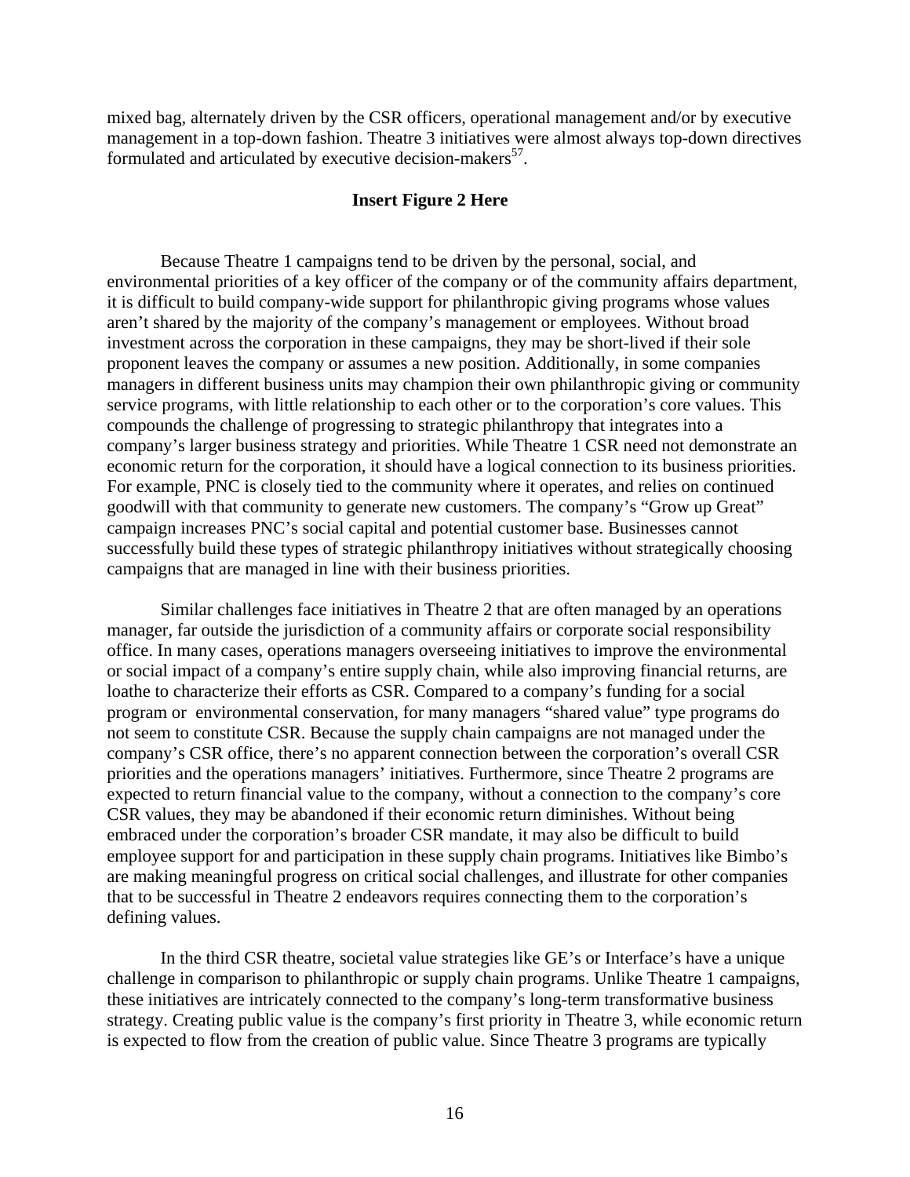mixed bag, alternately driven by the CSR officers, operational management and/or by executive management in a top-down fashion. Theatre 3 initiatives were almost always top-down directives formulated and articulated by executive decision-makers[57].

**Insert Figure 2 Here**

Because Theatre 1 campaigns tend to be driven by the personal, social, and environmental priorities of a key officer of the company or of the community affairs department, it is difficult to build company-wide support for philanthropic giving programs whose values aren't shared by the majority of the company's management or employees. Without broad investment across the corporation in these campaigns, they may be short-lived if their sole proponent leaves the company or assumes a new position. Additionally, in some companies managers in different business units may champion their own philanthropic giving or community service programs, with little relationship to each other or to the corporation's core values. This compounds the challenge of progressing to strategic philanthropy that integrates into a company's larger business strategy and priorities. While Theatre 1 CSR need not demonstrate an economic return for the corporation, it should have a logical connection to its business priorities. For example, PNC is closely tied to the community where it operates, and relies on continued goodwill with that community to generate new customers. The company's "Grow up Great" campaign increases PNC's social capital and potential customer base. Businesses cannot successfully build these types of strategic philanthropy initiatives without strategically choosing campaigns that are managed in line with their business priorities.

Similar challenges face initiatives in Theatre 2 that are often managed by an operations manager, far outside the jurisdiction of a community affairs or corporate social responsibility office. In many cases, operations managers overseeing initiatives to improve the environmental or social impact of a company's entire supply chain, while also improving financial returns, are loathe to characterize their efforts as CSR. Compared to a company's funding for a social program or environmental conservation, for many managers "shared value" type programs do not seem to constitute CSR. Because the supply chain campaigns are not managed under the company's CSR office, there's no apparent connection between the corporation's overall CSR priorities and the operations managers' initiatives. Furthermore, since Theatre 2 programs are expected to return financial value to the company, without a connection to the company's core CSR values, they may be abandoned if their economic return diminishes. Without being embraced under the corporation's broader CSR mandate, it may also be difficult to build employee support for and participation in these supply chain programs. Initiatives like Bimbo's are making meaningful progress on critical social challenges, and illustrate for other companies that to be successful in Theatre 2 endeavors requires connecting them to the corporation's defining values.

In the third CSR theatre, societal value strategies like GE's or Interface's have a unique challenge in comparison to philanthropic or supply chain programs. Unlike Theatre 1 campaigns, these initiatives are intricately connected to the company's long-term transformative business strategy. Creating public value is the company's first priority in Theatre 3, while economic return is expected to flow from the creation of public value. Since Theatre 3 programs are typically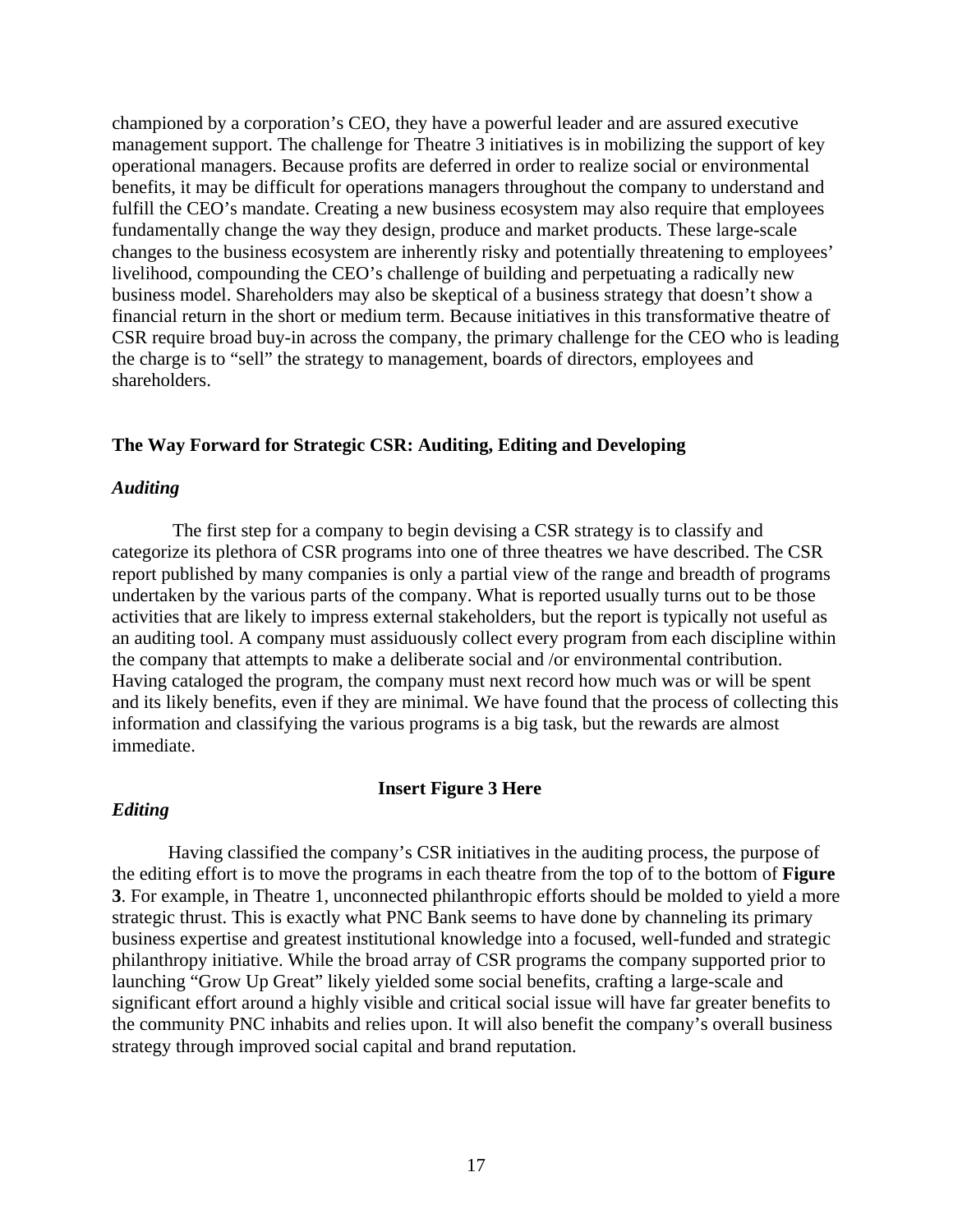championed by a corporation's CEO, they have a powerful leader and are assured executive management support. The challenge for Theatre 3 initiatives is in mobilizing the support of key operational managers. Because profits are deferred in order to realize social or environmental benefits, it may be difficult for operations managers throughout the company to understand and fulfill the CEO's mandate. Creating a new business ecosystem may also require that employees fundamentally change the way they design, produce and market products. These large-scale changes to the business ecosystem are inherently risky and potentially threatening to employees' livelihood, compounding the CEO's challenge of building and perpetuating a radically new business model. Shareholders may also be skeptical of a business strategy that doesn't show a financial return in the short or medium term. Because initiatives in this transformative theatre of CSR require broad buy-in across the company, the primary challenge for the CEO who is leading the charge is to "sell" the strategy to management, boards of directors, employees and shareholders.

## The Way Forward for Strategic CSR: Auditing, Editing and Developing

### *Auditing*

The first step for a company to begin devising a CSR strategy is to classify and categorize its plethora of CSR programs into one of three theatres we have described. The CSR report published by many companies is only a partial view of the range and breadth of programs undertaken by the various parts of the company. What is reported usually turns out to be those activities that are likely to impress external stakeholders, but the report is typically not useful as an auditing tool. A company must assiduously collect every program from each discipline within the company that attempts to make a deliberate social and /or environmental contribution. Having cataloged the program, the company must next record how much was or will be spent and its likely benefits, even if they are minimal. We have found that the process of collecting this information and classifying the various programs is a big task, but the rewards are almost immediate.

**Insert Figure 3 Here**

### *Editing*

Having classified the company's CSR initiatives in the auditing process, the purpose of the editing effort is to move the programs in each theatre from the top of to the bottom of **Figure 3**. For example, in Theatre 1, unconnected philanthropic efforts should be molded to yield a more strategic thrust. This is exactly what PNC Bank seems to have done by channeling its primary business expertise and greatest institutional knowledge into a focused, well-funded and strategic philanthropy initiative. While the broad array of CSR programs the company supported prior to launching "Grow Up Great" likely yielded some social benefits, crafting a large-scale and significant effort around a highly visible and critical social issue will have far greater benefits to the community PNC inhabits and relies upon. It will also benefit the company's overall business strategy through improved social capital and brand reputation.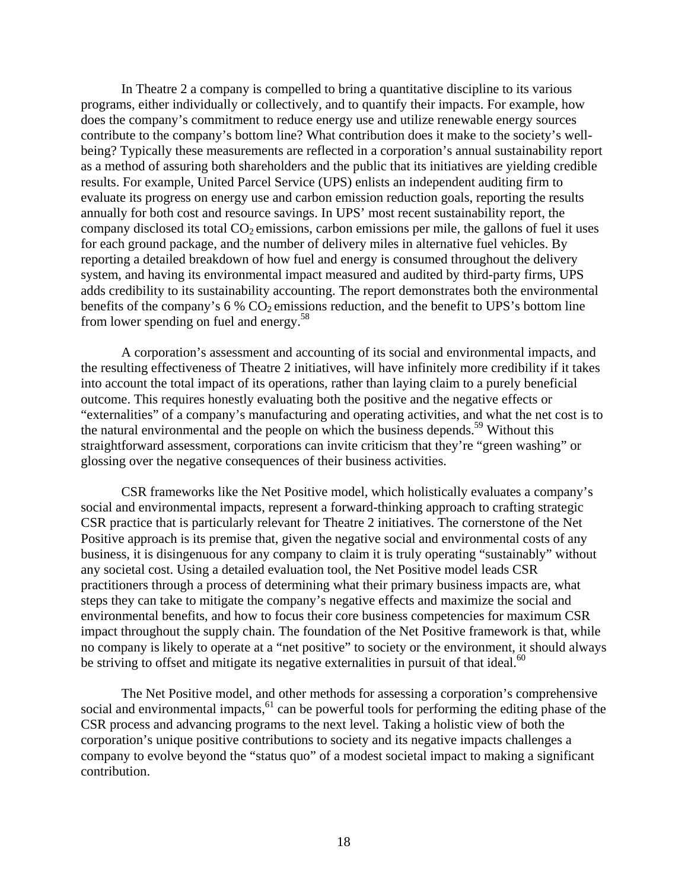In Theatre 2 a company is compelled to bring a quantitative discipline to its various programs, either individually or collectively, and to quantify their impacts. For example, how does the company's commitment to reduce energy use and utilize renewable energy sources contribute to the company's bottom line? What contribution does it make to the society's well-being? Typically these measurements are reflected in a corporation's annual sustainability report as a method of assuring both shareholders and the public that its initiatives are yielding credible results. For example, United Parcel Service (UPS) enlists an independent auditing firm to evaluate its progress on energy use and carbon emission reduction goals, reporting the results annually for both cost and resource savings. In UPS' most recent sustainability report, the company disclosed its total $CO_2$ emissions, carbon emissions per mile, the gallons of fuel it uses for each ground package, and the number of delivery miles in alternative fuel vehicles. By reporting a detailed breakdown of how fuel and energy is consumed throughout the delivery system, and having its environmental impact measured and audited by third-party firms, UPS adds credibility to its sustainability accounting. The report demonstrates both the environmental benefits of the company's 6 % $CO_2$ emissions reduction, and the benefit to UPS's bottom line from lower spending on fuel and energy.[58]

A corporation's assessment and accounting of its social and environmental impacts, and the resulting effectiveness of Theatre 2 initiatives, will have infinitely more credibility if it takes into account the total impact of its operations, rather than laying claim to a purely beneficial outcome. This requires honestly evaluating both the positive and the negative effects or "externalities" of a company's manufacturing and operating activities, and what the net cost is to the natural environmental and the people on which the business depends.[59] Without this straightforward assessment, corporations can invite criticism that they're "green washing" or glossing over the negative consequences of their business activities.

CSR frameworks like the Net Positive model, which holistically evaluates a company's social and environmental impacts, represent a forward-thinking approach to crafting strategic CSR practice that is particularly relevant for Theatre 2 initiatives. The cornerstone of the Net Positive approach is its premise that, given the negative social and environmental costs of any business, it is disingenuous for any company to claim it is truly operating "sustainably" without any societal cost. Using a detailed evaluation tool, the Net Positive model leads CSR practitioners through a process of determining what their primary business impacts are, what steps they can take to mitigate the company's negative effects and maximize the social and environmental benefits, and how to focus their core business competencies for maximum CSR impact throughout the supply chain. The foundation of the Net Positive framework is that, while no company is likely to operate at a "net positive" to society or the environment, it should always be striving to offset and mitigate its negative externalities in pursuit of that ideal.[60]

The Net Positive model, and other methods for assessing a corporation's comprehensive social and environmental impacts,[61] can be powerful tools for performing the editing phase of the CSR process and advancing programs to the next level. Taking a holistic view of both the corporation's unique positive contributions to society and its negative impacts challenges a company to evolve beyond the "status quo" of a modest societal impact to making a significant contribution.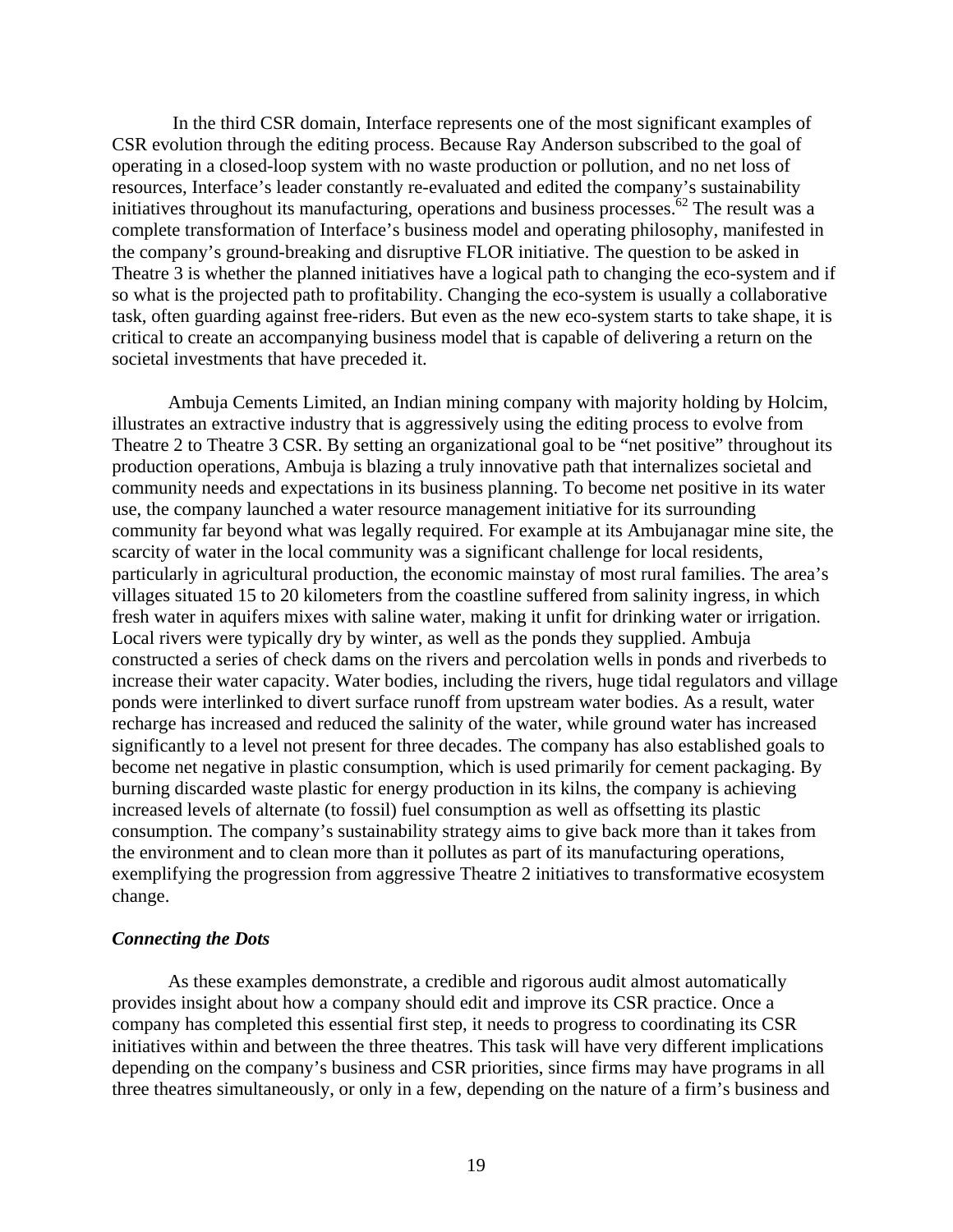In the third CSR domain, Interface represents one of the most significant examples of CSR evolution through the editing process. Because Ray Anderson subscribed to the goal of operating in a closed-loop system with no waste production or pollution, and no net loss of resources, Interface's leader constantly re-evaluated and edited the company's sustainability initiatives throughout its manufacturing, operations and business processes.[62] The result was a complete transformation of Interface's business model and operating philosophy, manifested in the company's ground-breaking and disruptive FLOR initiative. The question to be asked in Theatre 3 is whether the planned initiatives have a logical path to changing the eco-system and if so what is the projected path to profitability. Changing the eco-system is usually a collaborative task, often guarding against free-riders. But even as the new eco-system starts to take shape, it is critical to create an accompanying business model that is capable of delivering a return on the societal investments that have preceded it.

Ambuja Cements Limited, an Indian mining company with majority holding by Holcim, illustrates an extractive industry that is aggressively using the editing process to evolve from Theatre 2 to Theatre 3 CSR. By setting an organizational goal to be "net positive" throughout its production operations, Ambuja is blazing a truly innovative path that internalizes societal and community needs and expectations in its business planning. To become net positive in its water use, the company launched a water resource management initiative for its surrounding community far beyond what was legally required. For example at its Ambujanagar mine site, the scarcity of water in the local community was a significant challenge for local residents, particularly in agricultural production, the economic mainstay of most rural families. The area's villages situated 15 to 20 kilometers from the coastline suffered from salinity ingress, in which fresh water in aquifers mixes with saline water, making it unfit for drinking water or irrigation. Local rivers were typically dry by winter, as well as the ponds they supplied. Ambuja constructed a series of check dams on the rivers and percolation wells in ponds and riverbeds to increase their water capacity. Water bodies, including the rivers, huge tidal regulators and village ponds were interlinked to divert surface runoff from upstream water bodies. As a result, water recharge has increased and reduced the salinity of the water, while ground water has increased significantly to a level not present for three decades. The company has also established goals to become net negative in plastic consumption, which is used primarily for cement packaging. By burning discarded waste plastic for energy production in its kilns, the company is achieving increased levels of alternate (to fossil) fuel consumption as well as offsetting its plastic consumption. The company's sustainability strategy aims to give back more than it takes from the environment and to clean more than it pollutes as part of its manufacturing operations, exemplifying the progression from aggressive Theatre 2 initiatives to transformative ecosystem change.

### *Connecting the Dots*

As these examples demonstrate, a credible and rigorous audit almost automatically provides insight about how a company should edit and improve its CSR practice. Once a company has completed this essential first step, it needs to progress to coordinating its CSR initiatives within and between the three theatres. This task will have very different implications depending on the company's business and CSR priorities, since firms may have programs in all three theatres simultaneously, or only in a few, depending on the nature of a firm's business and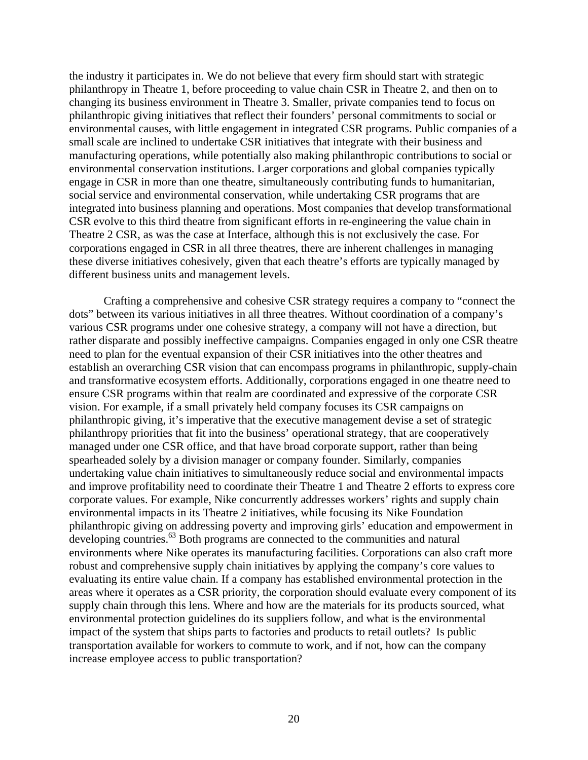the industry it participates in. We do not believe that every firm should start with strategic philanthropy in Theatre 1, before proceeding to value chain CSR in Theatre 2, and then on to changing its business environment in Theatre 3. Smaller, private companies tend to focus on philanthropic giving initiatives that reflect their founders' personal commitments to social or environmental causes, with little engagement in integrated CSR programs. Public companies of a small scale are inclined to undertake CSR initiatives that integrate with their business and manufacturing operations, while potentially also making philanthropic contributions to social or environmental conservation institutions. Larger corporations and global companies typically engage in CSR in more than one theatre, simultaneously contributing funds to humanitarian, social service and environmental conservation, while undertaking CSR programs that are integrated into business planning and operations. Most companies that develop transformational CSR evolve to this third theatre from significant efforts in re-engineering the value chain in Theatre 2 CSR, as was the case at Interface, although this is not exclusively the case. For corporations engaged in CSR in all three theatres, there are inherent challenges in managing these diverse initiatives cohesively, given that each theatre's efforts are typically managed by different business units and management levels.

Crafting a comprehensive and cohesive CSR strategy requires a company to "connect the dots" between its various initiatives in all three theatres. Without coordination of a company's various CSR programs under one cohesive strategy, a company will not have a direction, but rather disparate and possibly ineffective campaigns. Companies engaged in only one CSR theatre need to plan for the eventual expansion of their CSR initiatives into the other theatres and establish an overarching CSR vision that can encompass programs in philanthropic, supply-chain and transformative ecosystem efforts. Additionally, corporations engaged in one theatre need to ensure CSR programs within that realm are coordinated and expressive of the corporate CSR vision. For example, if a small privately held company focuses its CSR campaigns on philanthropic giving, it's imperative that the executive management devise a set of strategic philanthropy priorities that fit into the business' operational strategy, that are cooperatively managed under one CSR office, and that have broad corporate support, rather than being spearheaded solely by a division manager or company founder. Similarly, companies undertaking value chain initiatives to simultaneously reduce social and environmental impacts and improve profitability need to coordinate their Theatre 1 and Theatre 2 efforts to express core corporate values. For example, Nike concurrently addresses workers' rights and supply chain environmental impacts in its Theatre 2 initiatives, while focusing its Nike Foundation philanthropic giving on addressing poverty and improving girls' education and empowerment in developing countries.[63] Both programs are connected to the communities and natural environments where Nike operates its manufacturing facilities. Corporations can also craft more robust and comprehensive supply chain initiatives by applying the company's core values to evaluating its entire value chain. If a company has established environmental protection in the areas where it operates as a CSR priority, the corporation should evaluate every component of its supply chain through this lens. Where and how are the materials for its products sourced, what environmental protection guidelines do its suppliers follow, and what is the environmental impact of the system that ships parts to factories and products to retail outlets? Is public transportation available for workers to commute to work, and if not, how can the company increase employee access to public transportation?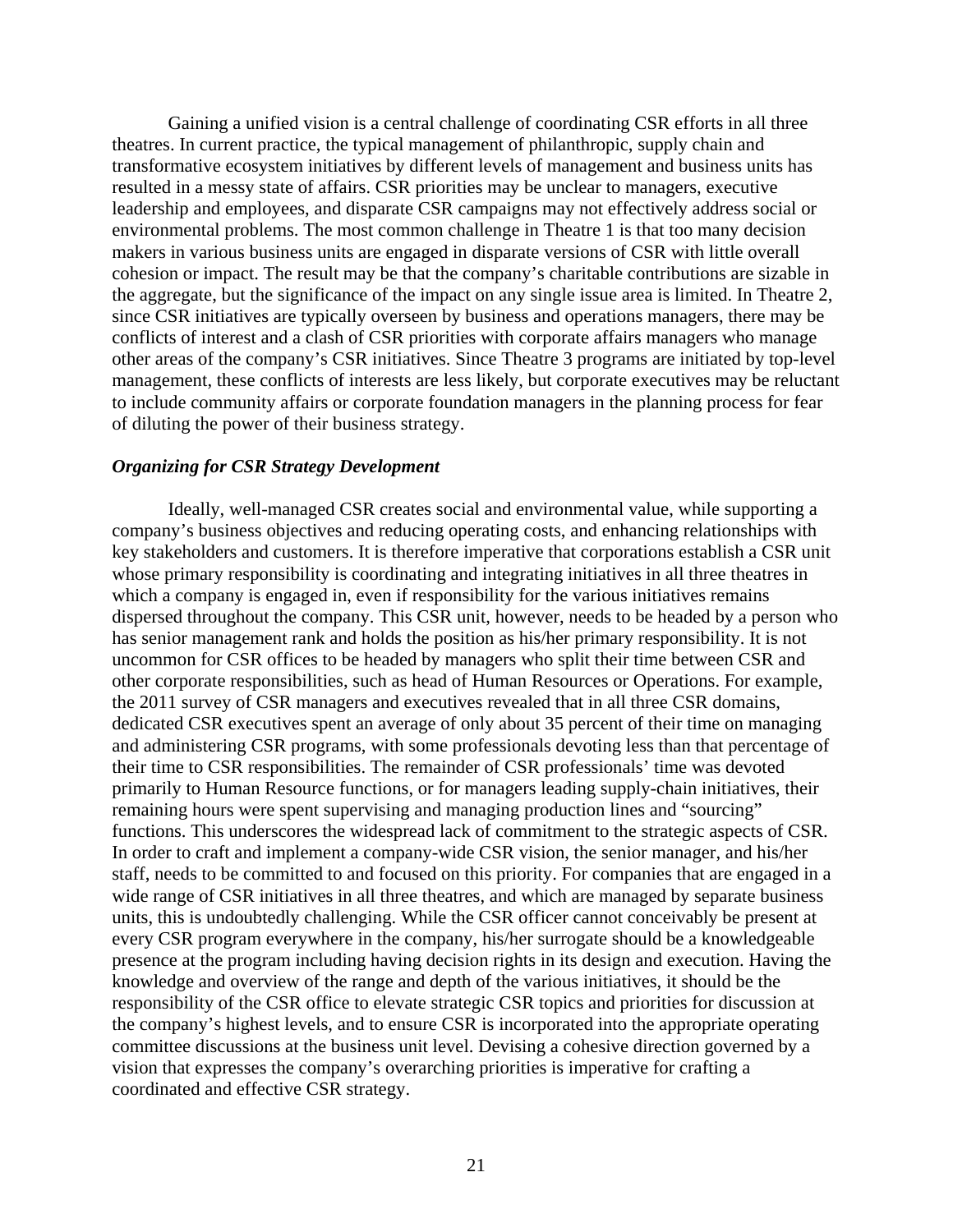Gaining a unified vision is a central challenge of coordinating CSR efforts in all three theatres. In current practice, the typical management of philanthropic, supply chain and transformative ecosystem initiatives by different levels of management and business units has resulted in a messy state of affairs. CSR priorities may be unclear to managers, executive leadership and employees, and disparate CSR campaigns may not effectively address social or environmental problems. The most common challenge in Theatre 1 is that too many decision makers in various business units are engaged in disparate versions of CSR with little overall cohesion or impact. The result may be that the company's charitable contributions are sizable in the aggregate, but the significance of the impact on any single issue area is limited. In Theatre 2, since CSR initiatives are typically overseen by business and operations managers, there may be conflicts of interest and a clash of CSR priorities with corporate affairs managers who manage other areas of the company's CSR initiatives. Since Theatre 3 programs are initiated by top-level management, these conflicts of interests are less likely, but corporate executives may be reluctant to include community affairs or corporate foundation managers in the planning process for fear of diluting the power of their business strategy.

### *Organizing for CSR Strategy Development*

Ideally, well-managed CSR creates social and environmental value, while supporting a company's business objectives and reducing operating costs, and enhancing relationships with key stakeholders and customers. It is therefore imperative that corporations establish a CSR unit whose primary responsibility is coordinating and integrating initiatives in all three theatres in which a company is engaged in, even if responsibility for the various initiatives remains dispersed throughout the company. This CSR unit, however, needs to be headed by a person who has senior management rank and holds the position as his/her primary responsibility. It is not uncommon for CSR offices to be headed by managers who split their time between CSR and other corporate responsibilities, such as head of Human Resources or Operations. For example, the 2011 survey of CSR managers and executives revealed that in all three CSR domains, dedicated CSR executives spent an average of only about 35 percent of their time on managing and administering CSR programs, with some professionals devoting less than that percentage of their time to CSR responsibilities. The remainder of CSR professionals' time was devoted primarily to Human Resource functions, or for managers leading supply-chain initiatives, their remaining hours were spent supervising and managing production lines and "sourcing" functions. This underscores the widespread lack of commitment to the strategic aspects of CSR. In order to craft and implement a company-wide CSR vision, the senior manager, and his/her staff, needs to be committed to and focused on this priority. For companies that are engaged in a wide range of CSR initiatives in all three theatres, and which are managed by separate business units, this is undoubtedly challenging. While the CSR officer cannot conceivably be present at every CSR program everywhere in the company, his/her surrogate should be a knowledgeable presence at the program including having decision rights in its design and execution. Having the knowledge and overview of the range and depth of the various initiatives, it should be the responsibility of the CSR office to elevate strategic CSR topics and priorities for discussion at the company's highest levels, and to ensure CSR is incorporated into the appropriate operating committee discussions at the business unit level. Devising a cohesive direction governed by a vision that expresses the company's overarching priorities is imperative for crafting a coordinated and effective CSR strategy.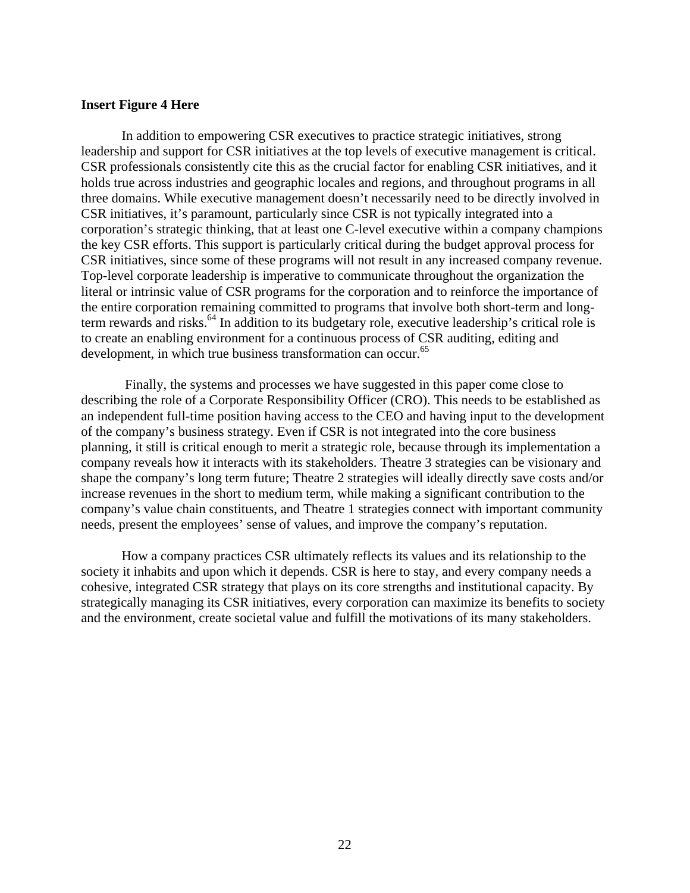**Insert Figure 4 Here**

In addition to empowering CSR executives to practice strategic initiatives, strong leadership and support for CSR initiatives at the top levels of executive management is critical. CSR professionals consistently cite this as the crucial factor for enabling CSR initiatives, and it holds true across industries and geographic locales and regions, and throughout programs in all three domains. While executive management doesn't necessarily need to be directly involved in CSR initiatives, it's paramount, particularly since CSR is not typically integrated into a corporation's strategic thinking, that at least one C-level executive within a company champions the key CSR efforts. This support is particularly critical during the budget approval process for CSR initiatives, since some of these programs will not result in any increased company revenue. Top-level corporate leadership is imperative to communicate throughout the organization the literal or intrinsic value of CSR programs for the corporation and to reinforce the importance of the entire corporation remaining committed to programs that involve both short-term and long-term rewards and risks.[64] In addition to its budgetary role, executive leadership's critical role is to create an enabling environment for a continuous process of CSR auditing, editing and development, in which true business transformation can occur.[65]

Finally, the systems and processes we have suggested in this paper come close to describing the role of a Corporate Responsibility Officer (CRO). This needs to be established as an independent full-time position having access to the CEO and having input to the development of the company's business strategy. Even if CSR is not integrated into the core business planning, it still is critical enough to merit a strategic role, because through its implementation a company reveals how it interacts with its stakeholders. Theatre 3 strategies can be visionary and shape the company's long term future; Theatre 2 strategies will ideally directly save costs and/or increase revenues in the short to medium term, while making a significant contribution to the company's value chain constituents, and Theatre 1 strategies connect with important community needs, present the employees' sense of values, and improve the company's reputation.

How a company practices CSR ultimately reflects its values and its relationship to the society it inhabits and upon which it depends. CSR is here to stay, and every company needs a cohesive, integrated CSR strategy that plays on its core strengths and institutional capacity. By strategically managing its CSR initiatives, every corporation can maximize its benefits to society and the environment, create societal value and fulfill the motivations of its many stakeholders.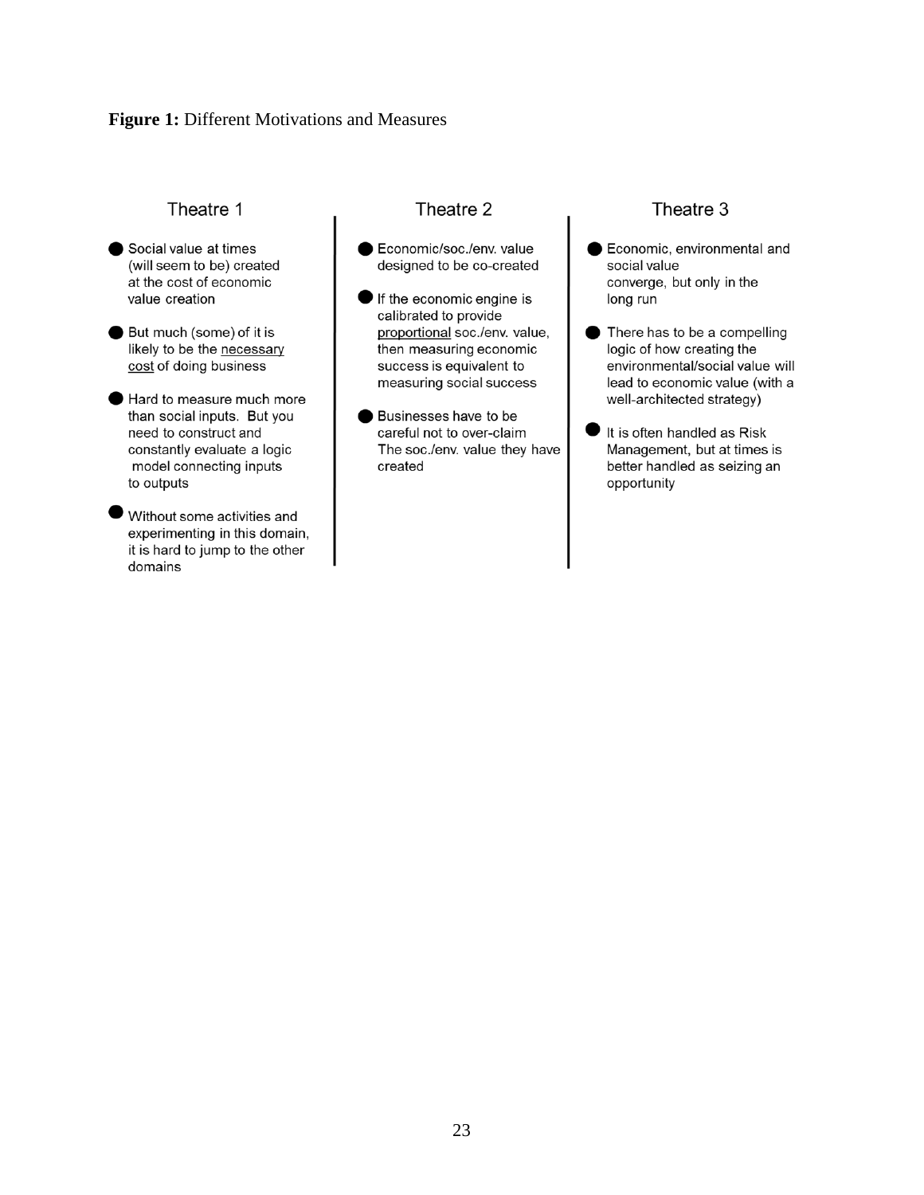**Figure 1:** Different Motivations and Measures

### Theatre 1

- Social value at times (will seem to be) created at the cost of economic value creation
- But much (some) of it is likely to be the <u>necessary cost</u> of doing business
- Hard to measure much more than social inputs. But you need to construct and constantly evaluate a logic model connecting inputs to outputs
- Without some activities and experimenting in this domain, it is hard to jump to the other domains

### Theatre 2

- Economic/soc./env. value designed to be co-created
- If the economic engine is calibrated to provide <u>proportional</u> soc./env. value, then measuring economic success is equivalent to measuring social success
- Businesses have to be careful not to over-claim The soc./env. value they have created

### Theatre 3

- Economic, environmental and social value converge, but only in the long run
- There has to be a compelling logic of how creating the environmental/social value will lead to economic value (with a well-architected strategy)
- It is often handled as Risk Management, but at times is better handled as seizing an opportunity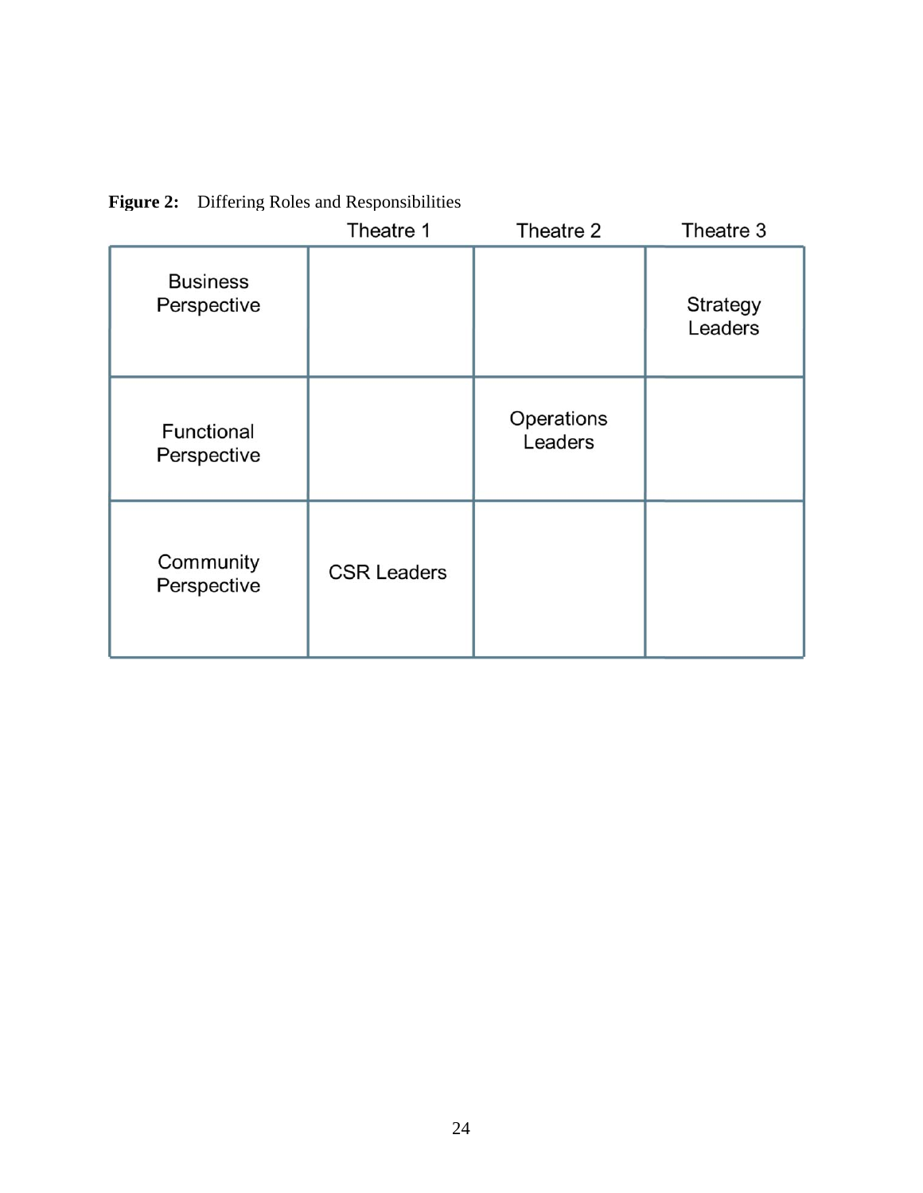**Figure 2:** Differing Roles and Responsibilities

| | Theatre 1 | Theatre 2 | Theatre 3 |
|---|---|---|---|
| Business Perspective | | | Strategy Leaders |
| Functional Perspective | | Operations Leaders | |
| Community Perspective | CSR Leaders | | |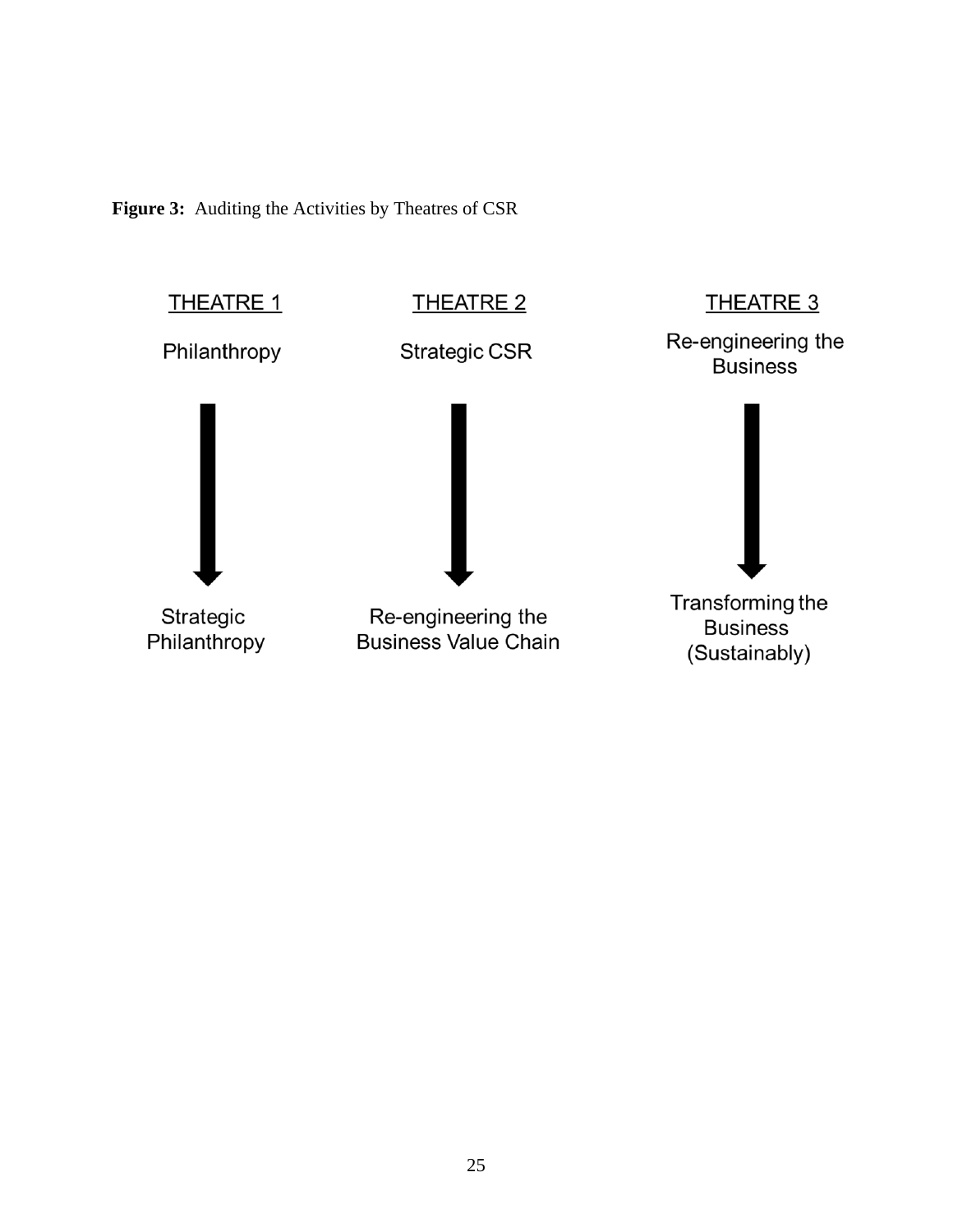**Figure 3:** Auditing the Activities by Theatres of CSR

| THEATRE 1 | THEATRE 2 | THEATRE 3 |
|---|---|---|
| Philanthropy | Strategic CSR | Re-engineering the Business |
| ↓ | ↓ | ↓ |
| Strategic Philanthropy | Re-engineering the Business Value Chain | Transforming the Business (Sustainably) |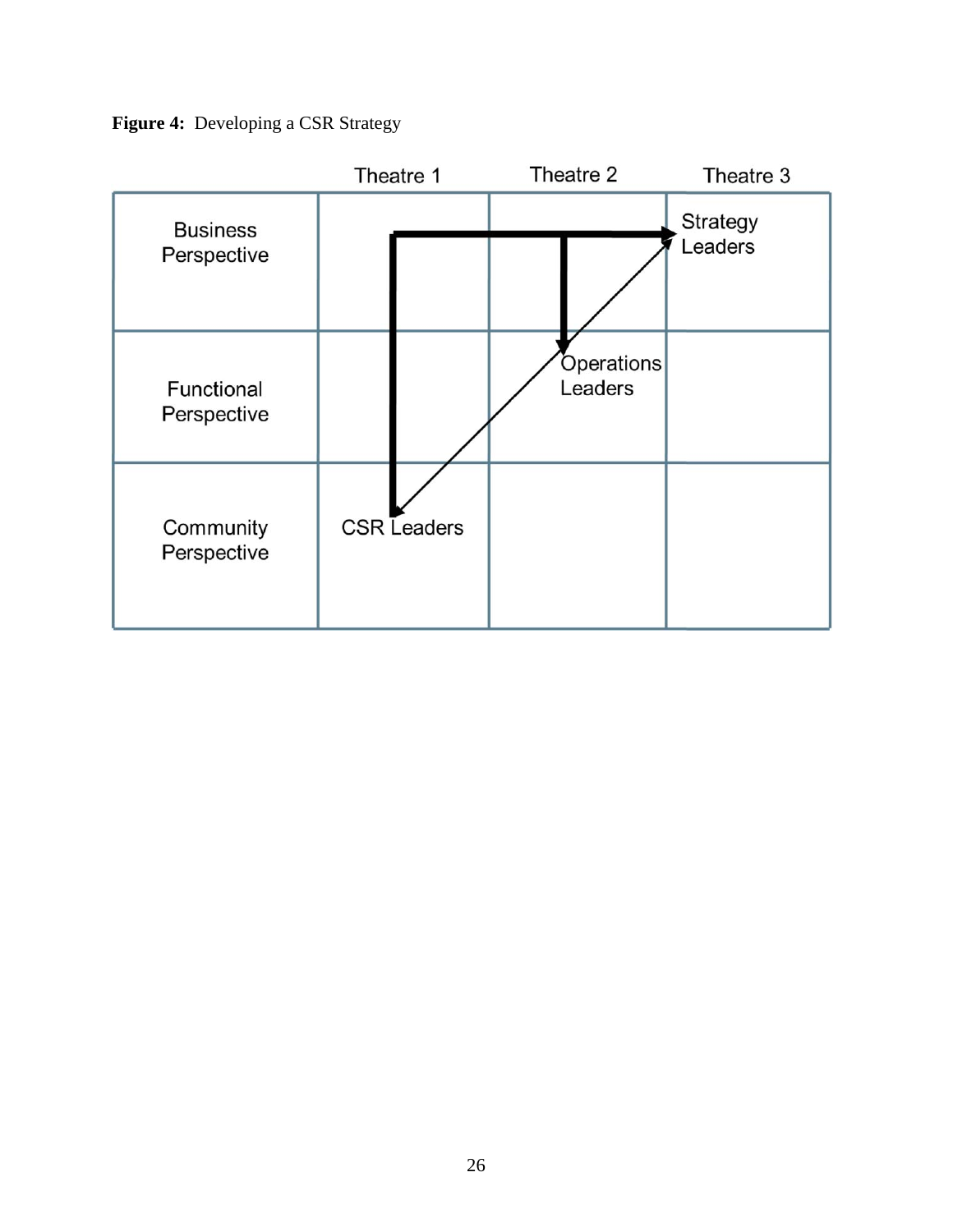**Figure 4:** Developing a CSR Strategy

| | Theatre 1 | Theatre 2 | Theatre 3 |
|---|---|---|---|
| Business Perspective | | | Strategy Leaders |
| Functional Perspective | | Operations Leaders | |
| Community Perspective | CSR Leaders | | |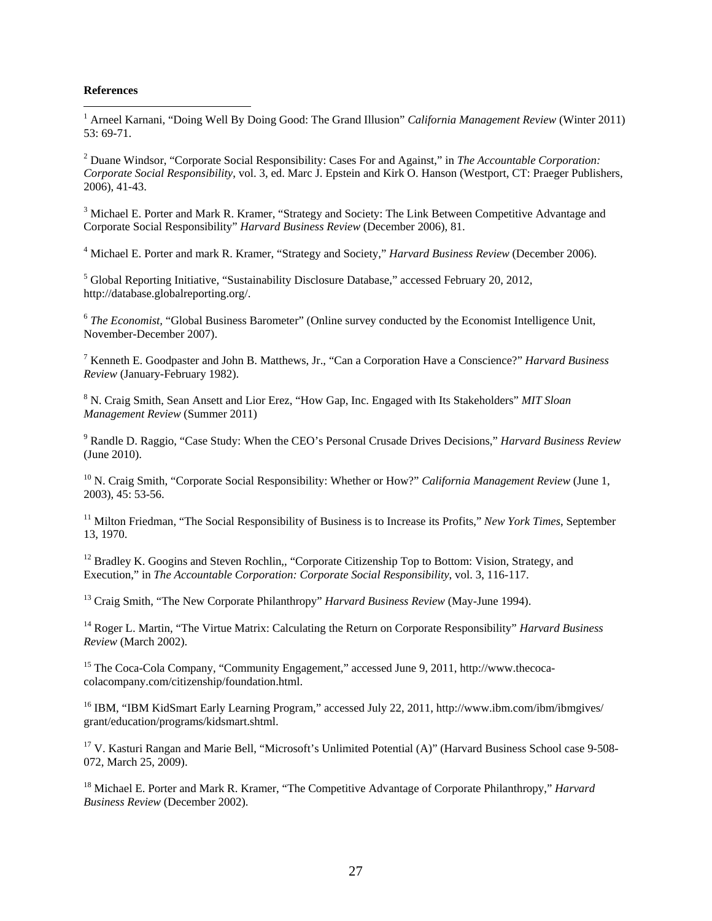**References**

[1] Arneel Karnani, "Doing Well By Doing Good: The Grand Illusion" *California Management Review* (Winter 2011) 53: 69-71.

[2] Duane Windsor, "Corporate Social Responsibility: Cases For and Against," in *The Accountable Corporation: Corporate Social Responsibility*, vol. 3, ed. Marc J. Epstein and Kirk O. Hanson (Westport, CT: Praeger Publishers, 2006), 41-43.

[3] Michael E. Porter and Mark R. Kramer, "Strategy and Society: The Link Between Competitive Advantage and Corporate Social Responsibility" *Harvard Business Review* (December 2006), 81.

[4] Michael E. Porter and mark R. Kramer, "Strategy and Society," *Harvard Business Review* (December 2006).

[5] Global Reporting Initiative, "Sustainability Disclosure Database," accessed February 20, 2012, http://database.globalreporting.org/.

[6] *The Economist*, "Global Business Barometer" (Online survey conducted by the Economist Intelligence Unit, November-December 2007).

[7] Kenneth E. Goodpaster and John B. Matthews, Jr., "Can a Corporation Have a Conscience?" *Harvard Business Review* (January-February 1982).

[8] N. Craig Smith, Sean Ansett and Lior Erez, "How Gap, Inc. Engaged with Its Stakeholders" *MIT Sloan Management Review* (Summer 2011)

[9] Randle D. Raggio, "Case Study: When the CEO's Personal Crusade Drives Decisions," *Harvard Business Review* (June 2010).

[10] N. Craig Smith, "Corporate Social Responsibility: Whether or How?" *California Management Review* (June 1, 2003), 45: 53-56.

[11] Milton Friedman, "The Social Responsibility of Business is to Increase its Profits," *New York Times*, September 13, 1970.

[12] Bradley K. Googins and Steven Rochlin,, "Corporate Citizenship Top to Bottom: Vision, Strategy, and Execution," in *The Accountable Corporation: Corporate Social Responsibility*, vol. 3, 116-117.

[13] Craig Smith, "The New Corporate Philanthropy" *Harvard Business Review* (May-June 1994).

[14] Roger L. Martin, "The Virtue Matrix: Calculating the Return on Corporate Responsibility" *Harvard Business Review* (March 2002).

[15] The Coca-Cola Company, "Community Engagement," accessed June 9, 2011, http://www.thecoca-colacompany.com/citizenship/foundation.html.

[16] IBM, "IBM KidSmart Early Learning Program," accessed July 22, 2011, http://www.ibm.com/ibm/ibmgives/grant/education/programs/kidsmart.shtml.

[17] V. Kasturi Rangan and Marie Bell, "Microsoft's Unlimited Potential (A)" (Harvard Business School case 9-508-072, March 25, 2009).

[18] Michael E. Porter and Mark R. Kramer, "The Competitive Advantage of Corporate Philanthropy," *Harvard Business Review* (December 2002).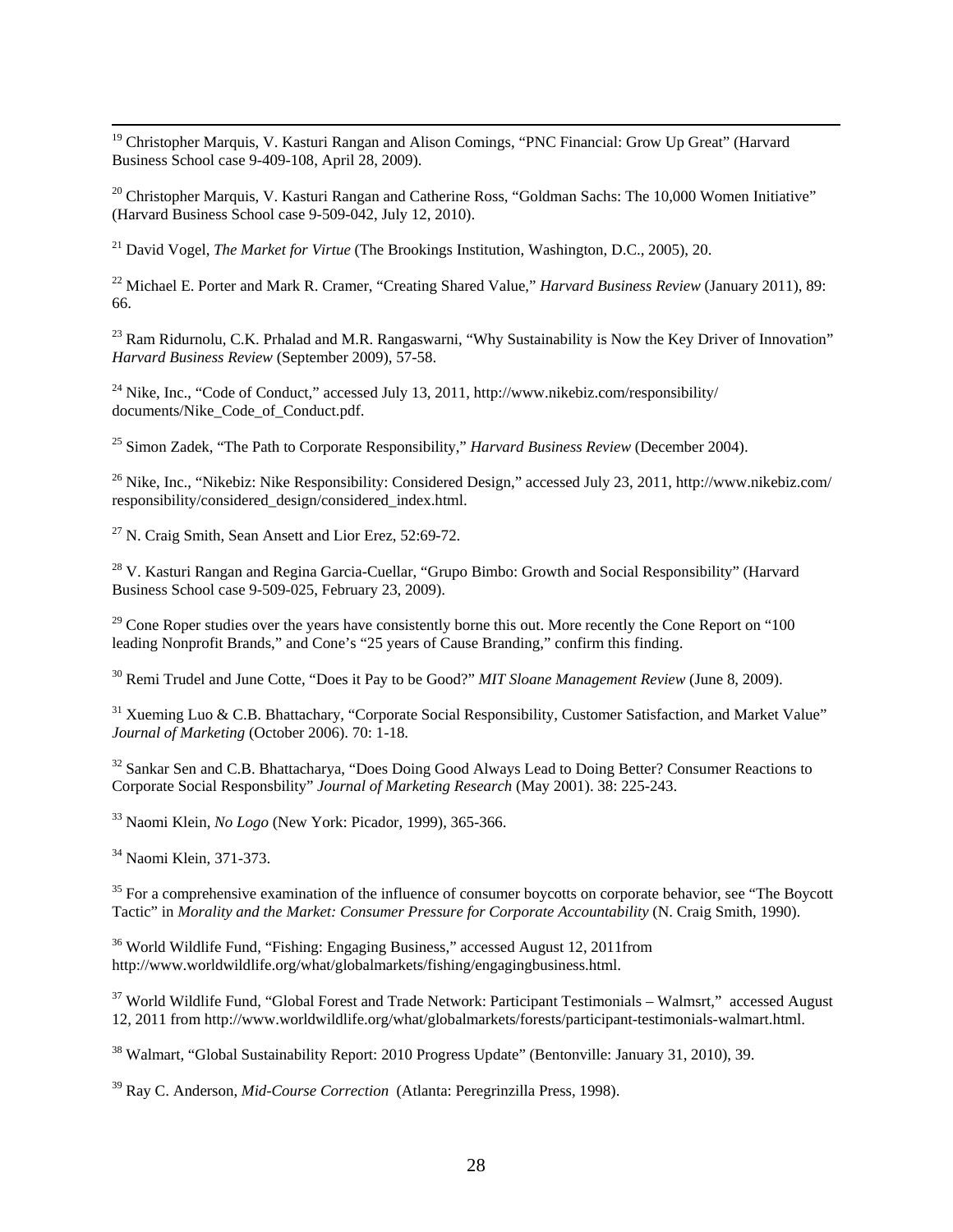[19] Christopher Marquis, V. Kasturi Rangan and Alison Comings, "PNC Financial: Grow Up Great" (Harvard Business School case 9-409-108, April 28, 2009).

[20] Christopher Marquis, V. Kasturi Rangan and Catherine Ross, "Goldman Sachs: The 10,000 Women Initiative" (Harvard Business School case 9-509-042, July 12, 2010).

[21] David Vogel, *The Market for Virtue* (The Brookings Institution, Washington, D.C., 2005), 20.

[22] Michael E. Porter and Mark R. Cramer, "Creating Shared Value," *Harvard Business Review* (January 2011), 89: 66.

[23] Ram Ridurnolu, C.K. Prhalad and M.R. Rangaswarni, "Why Sustainability is Now the Key Driver of Innovation" *Harvard Business Review* (September 2009), 57-58.

[24] Nike, Inc., "Code of Conduct," accessed July 13, 2011, http://www.nikebiz.com/responsibility/documents/Nike_Code_of_Conduct.pdf.

[25] Simon Zadek, "The Path to Corporate Responsibility," *Harvard Business Review* (December 2004).

[26] Nike, Inc., "Nikebiz: Nike Responsibility: Considered Design," accessed July 23, 2011, http://www.nikebiz.com/responsibility/considered_design/considered_index.html.

[27] N. Craig Smith, Sean Ansett and Lior Erez, 52:69-72.

[28] V. Kasturi Rangan and Regina Garcia-Cuellar, "Grupo Bimbo: Growth and Social Responsibility" (Harvard Business School case 9-509-025, February 23, 2009).

[29] Cone Roper studies over the years have consistently borne this out. More recently the Cone Report on "100 leading Nonprofit Brands," and Cone's "25 years of Cause Branding," confirm this finding.

[30] Remi Trudel and June Cotte, "Does it Pay to be Good?" *MIT Sloane Management Review* (June 8, 2009).

[31] Xueming Luo & C.B. Bhattachary, "Corporate Social Responsibility, Customer Satisfaction, and Market Value" *Journal of Marketing* (October 2006). 70: 1-18.

[32] Sankar Sen and C.B. Bhattacharya, "Does Doing Good Always Lead to Doing Better? Consumer Reactions to Corporate Social Responsbility" *Journal of Marketing Research* (May 2001). 38: 225-243.

[33] Naomi Klein, *No Logo* (New York: Picador, 1999), 365-366.

[34] Naomi Klein, 371-373.

[35] For a comprehensive examination of the influence of consumer boycotts on corporate behavior, see "The Boycott Tactic" in *Morality and the Market: Consumer Pressure for Corporate Accountability* (N. Craig Smith, 1990).

[36] World Wildlife Fund, "Fishing: Engaging Business," accessed August 12, 2011from http://www.worldwildlife.org/what/globalmarkets/fishing/engagingbusiness.html.

[37] World Wildlife Fund, "Global Forest and Trade Network: Participant Testimonials – Walmsrt," accessed August 12, 2011 from http://www.worldwildlife.org/what/globalmarkets/forests/participant-testimonials-walmart.html.

[38] Walmart, "Global Sustainability Report: 2010 Progress Update" (Bentonville: January 31, 2010), 39.

[39] Ray C. Anderson, *Mid-Course Correction* (Atlanta: Peregrinzilla Press, 1998).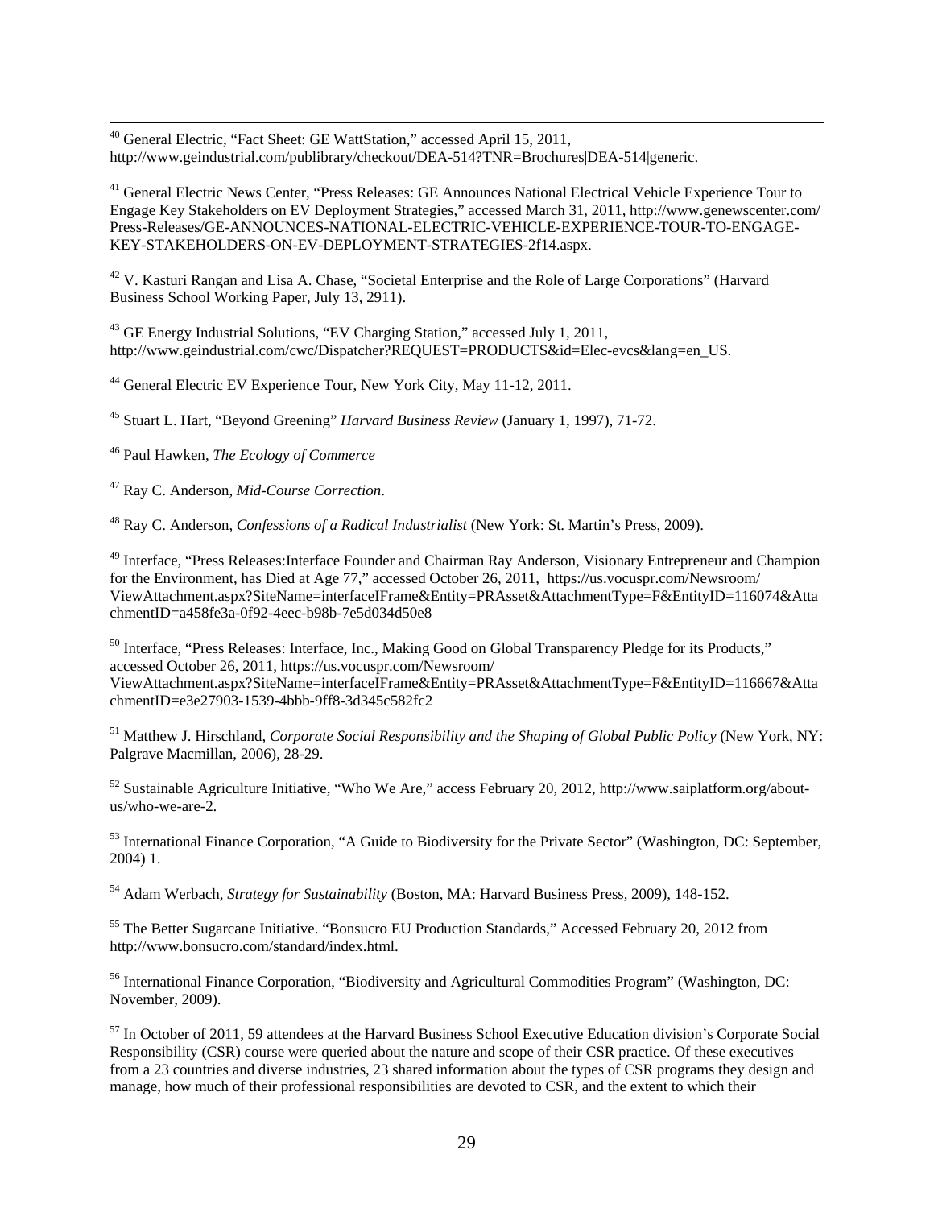[40] General Electric, "Fact Sheet: GE WattStation," accessed April 15, 2011, http://www.geindustrial.com/publibrary/checkout/DEA-514?TNR=Brochures|DEA-514|generic.

[41] General Electric News Center, "Press Releases: GE Announces National Electrical Vehicle Experience Tour to Engage Key Stakeholders on EV Deployment Strategies," accessed March 31, 2011, http://www.genewscenter.com/Press-Releases/GE-ANNOUNCES-NATIONAL-ELECTRIC-VEHICLE-EXPERIENCE-TOUR-TO-ENGAGE-KEY-STAKEHOLDERS-ON-EV-DEPLOYMENT-STRATEGIES-2f14.aspx.

[42] V. Kasturi Rangan and Lisa A. Chase, "Societal Enterprise and the Role of Large Corporations" (Harvard Business School Working Paper, July 13, 2911).

[43] GE Energy Industrial Solutions, "EV Charging Station," accessed July 1, 2011, http://www.geindustrial.com/cwc/Dispatcher?REQUEST=PRODUCTS&id=Elec-evcs&lang=en_US.

[44] General Electric EV Experience Tour, New York City, May 11-12, 2011.

[45] Stuart L. Hart, "Beyond Greening" *Harvard Business Review* (January 1, 1997), 71-72.

[46] Paul Hawken, *The Ecology of Commerce*

[47] Ray C. Anderson, *Mid-Course Correction*.

[48] Ray C. Anderson, *Confessions of a Radical Industrialist* (New York: St. Martin's Press, 2009).

[49] Interface, "Press Releases:Interface Founder and Chairman Ray Anderson, Visionary Entrepreneur and Champion for the Environment, has Died at Age 77," accessed October 26, 2011, https://us.vocuspr.com/Newsroom/ViewAttachment.aspx?SiteName=interfaceIFrame&Entity=PRAsset&AttachmentType=F&EntityID=116074&AttachmentID=a458fe3a-0f92-4eec-b98b-7e5d034d50e8

[50] Interface, "Press Releases: Interface, Inc., Making Good on Global Transparency Pledge for its Products," accessed October 26, 2011, https://us.vocuspr.com/Newsroom/ViewAttachment.aspx?SiteName=interfaceIFrame&Entity=PRAsset&AttachmentType=F&EntityID=116667&AttachmentID=e3e27903-1539-4bbb-9ff8-3d345c582fc2

[51] Matthew J. Hirschland, *Corporate Social Responsibility and the Shaping of Global Public Policy* (New York, NY: Palgrave Macmillan, 2006), 28-29.

[52] Sustainable Agriculture Initiative, "Who We Are," access February 20, 2012, http://www.saiplatform.org/about-us/who-we-are-2.

[53] International Finance Corporation, "A Guide to Biodiversity for the Private Sector" (Washington, DC: September, 2004) 1.

[54] Adam Werbach, *Strategy for Sustainability* (Boston, MA: Harvard Business Press, 2009), 148-152.

[55] The Better Sugarcane Initiative. "Bonsucro EU Production Standards," Accessed February 20, 2012 from http://www.bonsucro.com/standard/index.html.

[56] International Finance Corporation, "Biodiversity and Agricultural Commodities Program" (Washington, DC: November, 2009).

[57] In October of 2011, 59 attendees at the Harvard Business School Executive Education division's Corporate Social Responsibility (CSR) course were queried about the nature and scope of their CSR practice. Of these executives from a 23 countries and diverse industries, 23 shared information about the types of CSR programs they design and manage, how much of their professional responsibilities are devoted to CSR, and the extent to which their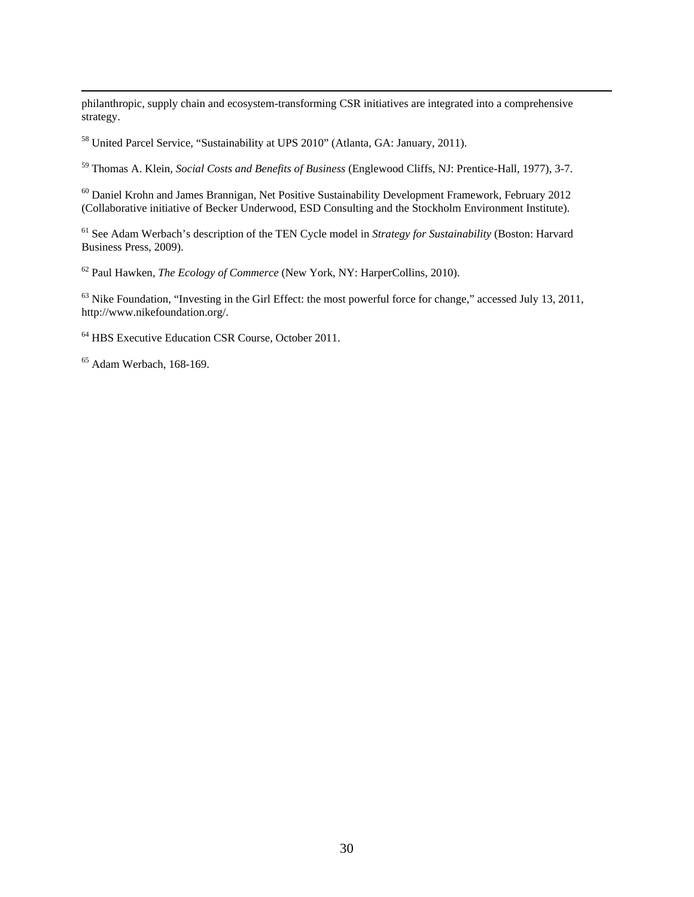philanthropic, supply chain and ecosystem-transforming CSR initiatives are integrated into a comprehensive strategy.

[58] United Parcel Service, "Sustainability at UPS 2010" (Atlanta, GA: January, 2011).

[59] Thomas A. Klein, *Social Costs and Benefits of Business* (Englewood Cliffs, NJ: Prentice-Hall, 1977), 3-7.

[60] Daniel Krohn and James Brannigan, Net Positive Sustainability Development Framework, February 2012 (Collaborative initiative of Becker Underwood, ESD Consulting and the Stockholm Environment Institute).

[61] See Adam Werbach's description of the TEN Cycle model in *Strategy for Sustainability* (Boston: Harvard Business Press, 2009).

[62] Paul Hawken, *The Ecology of Commerce* (New York, NY: HarperCollins, 2010).

[63] Nike Foundation, "Investing in the Girl Effect: the most powerful force for change," accessed July 13, 2011, http://www.nikefoundation.org/.

[64] HBS Executive Education CSR Course, October 2011.

[65] Adam Werbach, 168-169.